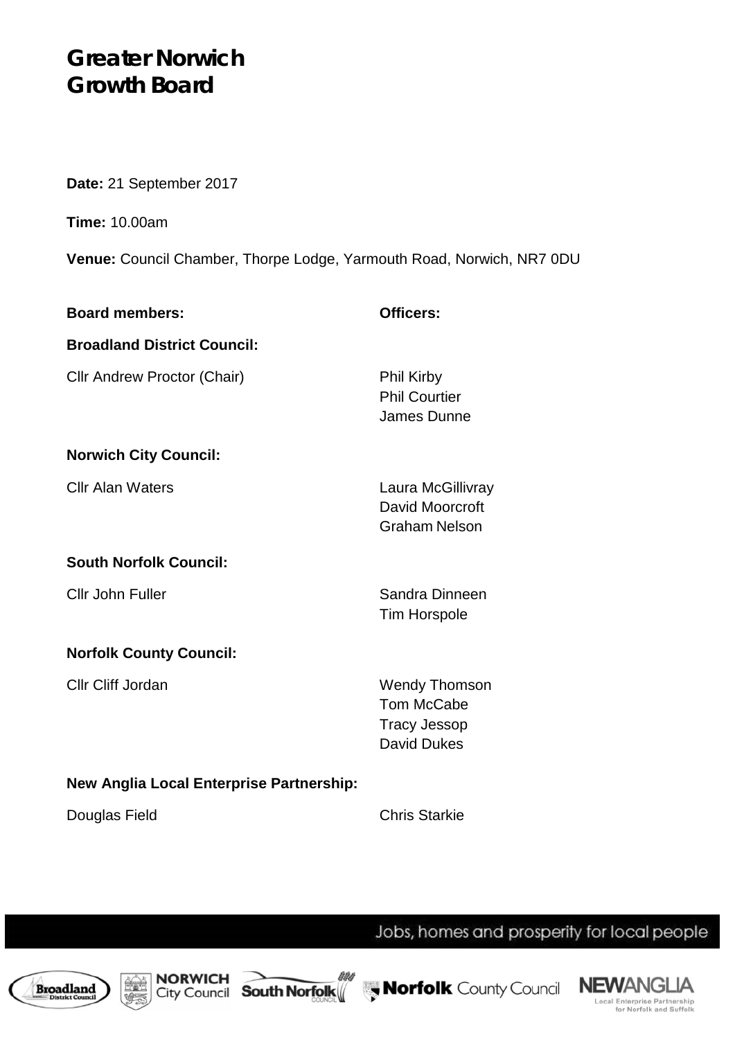# Greater Norwich Growth Board

**Date:** 21 September 2017

**Time:** 10.00am

**Venue:** Council Chamber, Thorpe Lodge, Yarmouth Road, Norwich, NR7 0DU

| **Board members:** | **Officers:** |
|---|---|
| **Broadland District Council:** | |
| Cllr Andrew Proctor (Chair) | Phil Kirby<br>Phil Courtier<br>James Dunne |
| **Norwich City Council:** | |
| Cllr Alan Waters | Laura McGillivray<br>David Moorcroft<br>Graham Nelson |
| **South Norfolk Council:** | |
| Cllr John Fuller | Sandra Dinneen<br>Tim Horspole |
| **Norfolk County Council:** | |
| Cllr Cliff Jordan | Wendy Thomson<br>Tom McCabe<br>Tracy Jessop<br>David Dukes |
| **New Anglia Local Enterprise Partnership:** | |
| Douglas Field | Chris Starkie |

Jobs, homes and prosperity for local people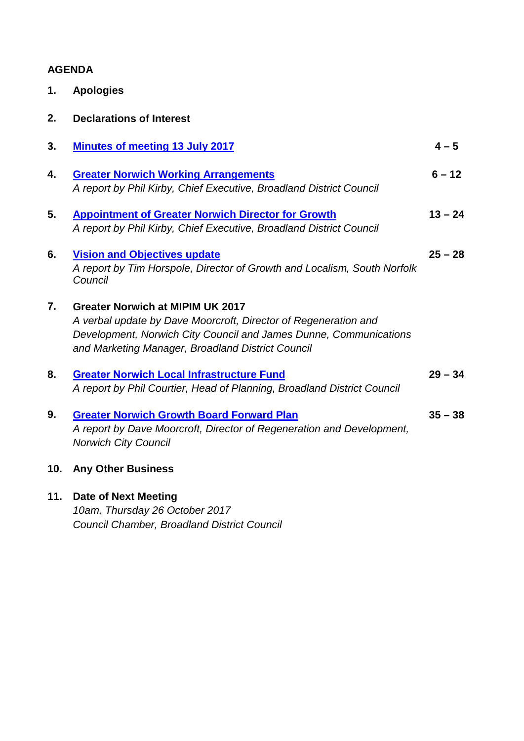## AGENDA

| | | |
|---|---|---|
| **1.** | **Apologies** | |
| **2.** | **Declarations of Interest** | |
| **3.** | **Minutes of meeting 13 July 2017** | **4 – 5** |
| **4.** | **Greater Norwich Working Arrangements**<br>*A report by Phil Kirby, Chief Executive, Broadland District Council* | **6 – 12** |
| **5.** | **Appointment of Greater Norwich Director for Growth**<br>*A report by Phil Kirby, Chief Executive, Broadland District Council* | **13 – 24** |
| **6.** | **Vision and Objectives update**<br>*A report by Tim Horspole, Director of Growth and Localism, South Norfolk Council* | **25 – 28** |
| **7.** | **Greater Norwich at MIPIM UK 2017**<br>*A verbal update by Dave Moorcroft, Director of Regeneration and Development, Norwich City Council and James Dunne, Communications and Marketing Manager, Broadland District Council* | |
| **8.** | **Greater Norwich Local Infrastructure Fund**<br>*A report by Phil Courtier, Head of Planning, Broadland District Council* | **29 – 34** |
| **9.** | **Greater Norwich Growth Board Forward Plan**<br>*A report by Dave Moorcroft, Director of Regeneration and Development, Norwich City Council* | **35 – 38** |
| **10.** | **Any Other Business** | |
| **11.** | **Date of Next Meeting**<br>*10am, Thursday 26 October 2017*<br>*Council Chamber, Broadland District Council* | |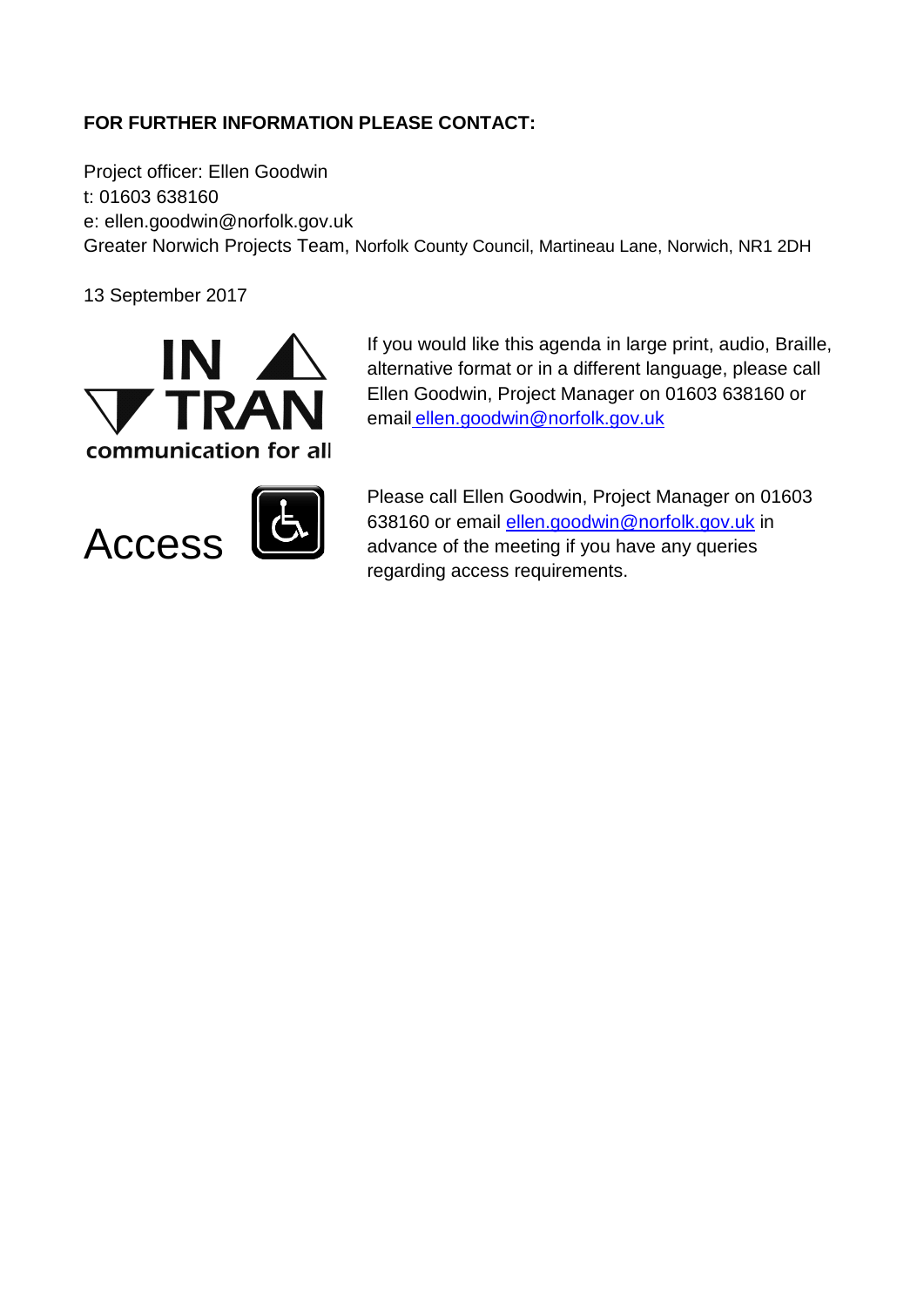**FOR FURTHER INFORMATION PLEASE CONTACT:**

Project officer: Ellen Goodwin
t: 01603 638160
e: ellen.goodwin@norfolk.gov.uk
Greater Norwich Projects Team, Norfolk County Council, Martineau Lane, Norwich, NR1 2DH

13 September 2017

IN TRAN
communication for all

If you would like this agenda in large print, audio, Braille, alternative format or in a different language, please call Ellen Goodwin, Project Manager on 01603 638160 or email ellen.goodwin@norfolk.gov.uk

Access

Please call Ellen Goodwin, Project Manager on 01603 638160 or email ellen.goodwin@norfolk.gov.uk in advance of the meeting if you have any queries regarding access requirements.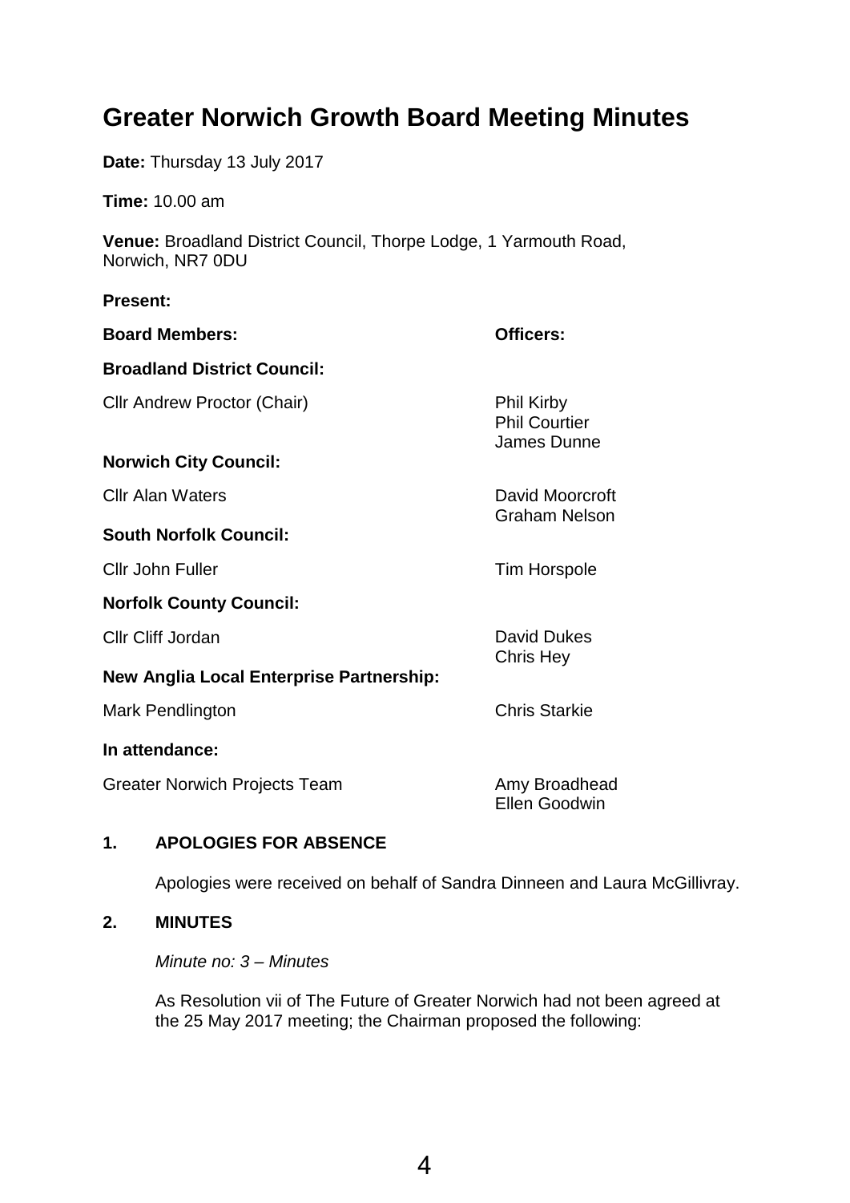# Greater Norwich Growth Board Meeting Minutes

**Date:** Thursday 13 July 2017

**Time:** 10.00 am

**Venue:** Broadland District Council, Thorpe Lodge, 1 Yarmouth Road, Norwich, NR7 0DU

**Present:**

| **Board Members:** | **Officers:** |
|---|---|
| **Broadland District Council:** | |
| Cllr Andrew Proctor (Chair) | Phil Kirby<br>Phil Courtier<br>James Dunne |
| **Norwich City Council:** | |
| Cllr Alan Waters | David Moorcroft<br>Graham Nelson |
| **South Norfolk Council:** | |
| Cllr John Fuller | Tim Horspole |
| **Norfolk County Council:** | |
| Cllr Cliff Jordan | David Dukes<br>Chris Hey |
| **New Anglia Local Enterprise Partnership:** | |
| Mark Pendlington | Chris Starkie |
| **In attendance:** | |
| Greater Norwich Projects Team | Amy Broadhead<br>Ellen Goodwin |

## 1. APOLOGIES FOR ABSENCE

Apologies were received on behalf of Sandra Dinneen and Laura McGillivray.

## 2. MINUTES

*Minute no: 3 – Minutes*

As Resolution vii of The Future of Greater Norwich had not been agreed at the 25 May 2017 meeting; the Chairman proposed the following: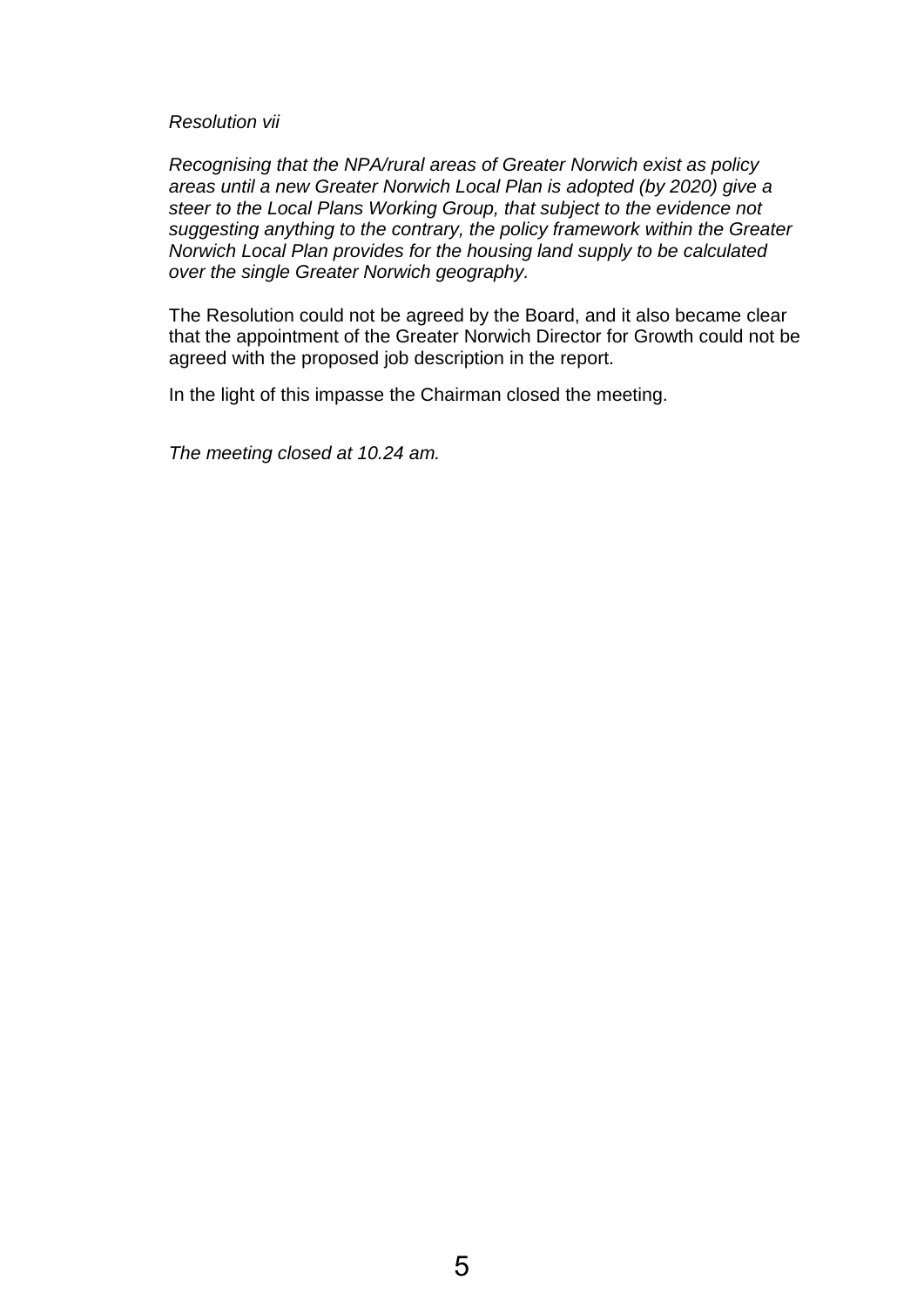*Resolution vii*

*Recognising that the NPA/rural areas of Greater Norwich exist as policy areas until a new Greater Norwich Local Plan is adopted (by 2020) give a steer to the Local Plans Working Group, that subject to the evidence not suggesting anything to the contrary, the policy framework within the Greater Norwich Local Plan provides for the housing land supply to be calculated over the single Greater Norwich geography.*

The Resolution could not be agreed by the Board, and it also became clear that the appointment of the Greater Norwich Director for Growth could not be agreed with the proposed job description in the report.

In the light of this impasse the Chairman closed the meeting.

*The meeting closed at 10.24 am.*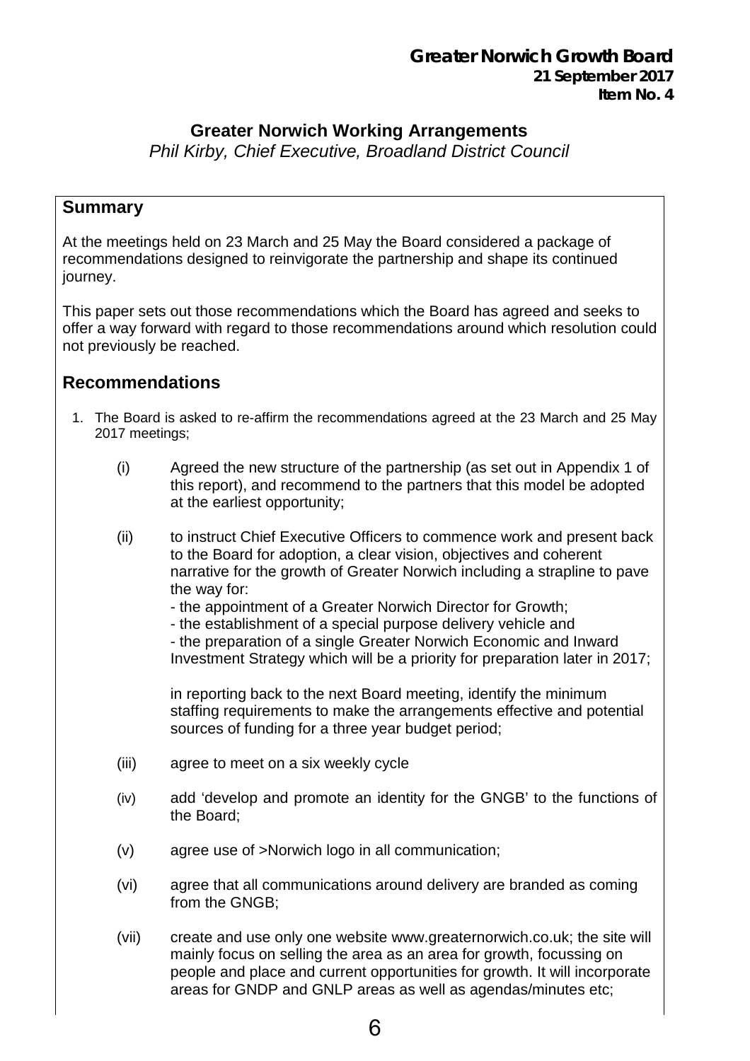**Greater Norwich Growth Board**
**21 September 2017**
**Item No. 4**

# Greater Norwich Working Arrangements

*Phil Kirby, Chief Executive, Broadland District Council*

## Summary

At the meetings held on 23 March and 25 May the Board considered a package of recommendations designed to reinvigorate the partnership and shape its continued journey.

This paper sets out those recommendations which the Board has agreed and seeks to offer a way forward with regard to those recommendations around which resolution could not previously be reached.

## Recommendations

1. The Board is asked to re-affirm the recommendations agreed at the 23 March and 25 May 2017 meetings;

   (i) Agreed the new structure of the partnership (as set out in Appendix 1 of this report), and recommend to the partners that this model be adopted at the earliest opportunity;

   (ii) to instruct Chief Executive Officers to commence work and present back to the Board for adoption, a clear vision, objectives and coherent narrative for the growth of Greater Norwich including a strapline to pave the way for:
   - the appointment of a Greater Norwich Director for Growth;
   - the establishment of a special purpose delivery vehicle and
   - the preparation of a single Greater Norwich Economic and Inward Investment Strategy which will be a priority for preparation later in 2017;

   in reporting back to the next Board meeting, identify the minimum staffing requirements to make the arrangements effective and potential sources of funding for a three year budget period;

   (iii) agree to meet on a six weekly cycle

   (iv) add 'develop and promote an identity for the GNGB' to the functions of the Board;

   (v) agree use of >Norwich logo in all communication;

   (vi) agree that all communications around delivery are branded as coming from the GNGB;

   (vii) create and use only one website www.greaternorwich.co.uk; the site will mainly focus on selling the area as an area for growth, focussing on people and place and current opportunities for growth. It will incorporate areas for GNDP and GNLP areas as well as agendas/minutes etc;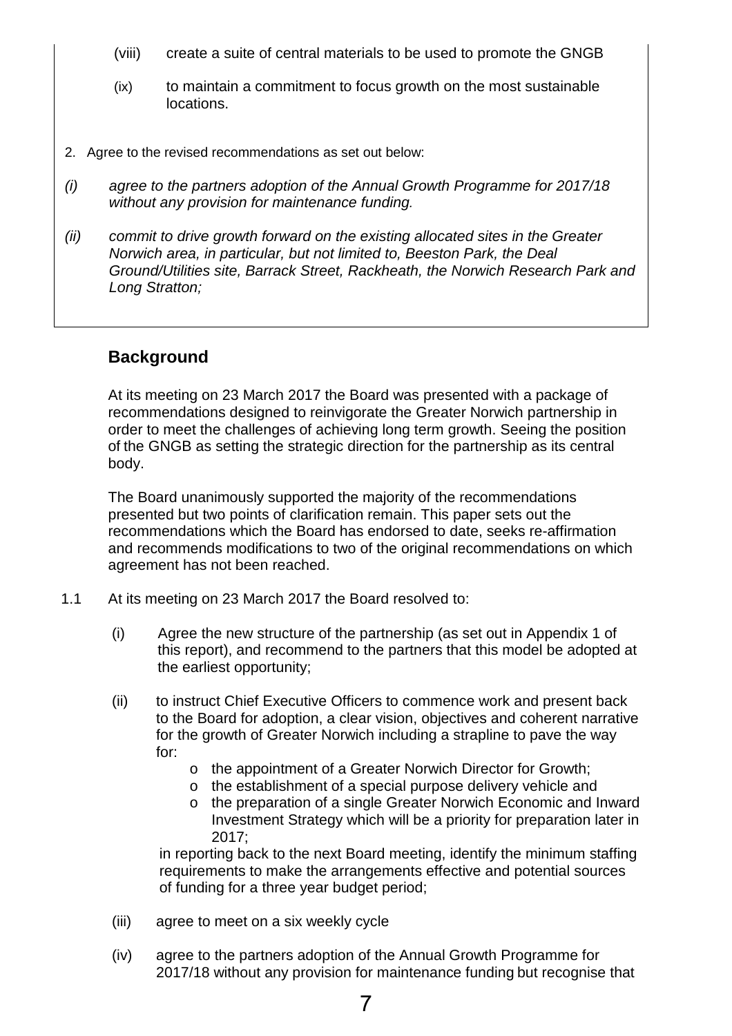(viii) create a suite of central materials to be used to promote the GNGB

(ix) to maintain a commitment to focus growth on the most sustainable locations.

2. Agree to the revised recommendations as set out below:

*(i) agree to the partners adoption of the Annual Growth Programme for 2017/18 without any provision for maintenance funding.*

*(ii) commit to drive growth forward on the existing allocated sites in the Greater Norwich area, in particular, but not limited to, Beeston Park, the Deal Ground/Utilities site, Barrack Street, Rackheath, the Norwich Research Park and Long Stratton;*

## Background

At its meeting on 23 March 2017 the Board was presented with a package of recommendations designed to reinvigorate the Greater Norwich partnership in order to meet the challenges of achieving long term growth. Seeing the position of the GNGB as setting the strategic direction for the partnership as its central body.

The Board unanimously supported the majority of the recommendations presented but two points of clarification remain. This paper sets out the recommendations which the Board has endorsed to date, seeks re-affirmation and recommends modifications to two of the original recommendations on which agreement has not been reached.

1.1 At its meeting on 23 March 2017 the Board resolved to:

(i) Agree the new structure of the partnership (as set out in Appendix 1 of this report), and recommend to the partners that this model be adopted at the earliest opportunity;

(ii) to instruct Chief Executive Officers to commence work and present back to the Board for adoption, a clear vision, objectives and coherent narrative for the growth of Greater Norwich including a strapline to pave the way for:

- the appointment of a Greater Norwich Director for Growth;
- the establishment of a special purpose delivery vehicle and
- the preparation of a single Greater Norwich Economic and Inward Investment Strategy which will be a priority for preparation later in 2017;

in reporting back to the next Board meeting, identify the minimum staffing requirements to make the arrangements effective and potential sources of funding for a three year budget period;

(iii) agree to meet on a six weekly cycle

(iv) agree to the partners adoption of the Annual Growth Programme for 2017/18 without any provision for maintenance funding but recognise that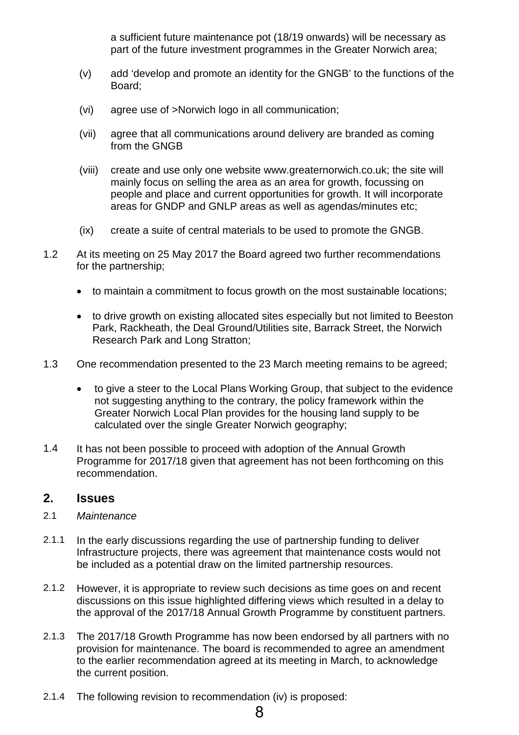a sufficient future maintenance pot (18/19 onwards) will be necessary as part of the future investment programmes in the Greater Norwich area;

(v) add 'develop and promote an identity for the GNGB' to the functions of the Board;

(vi) agree use of >Norwich logo in all communication;

(vii) agree that all communications around delivery are branded as coming from the GNGB

(viii) create and use only one website www.greaternorwich.co.uk; the site will mainly focus on selling the area as an area for growth, focussing on people and place and current opportunities for growth. It will incorporate areas for GNDP and GNLP areas as well as agendas/minutes etc;

(ix) create a suite of central materials to be used to promote the GNGB.

1.2 At its meeting on 25 May 2017 the Board agreed two further recommendations for the partnership;

- to maintain a commitment to focus growth on the most sustainable locations;
- to drive growth on existing allocated sites especially but not limited to Beeston Park, Rackheath, the Deal Ground/Utilities site, Barrack Street, the Norwich Research Park and Long Stratton;

1.3 One recommendation presented to the 23 March meeting remains to be agreed;

- to give a steer to the Local Plans Working Group, that subject to the evidence not suggesting anything to the contrary, the policy framework within the Greater Norwich Local Plan provides for the housing land supply to be calculated over the single Greater Norwich geography;

1.4 It has not been possible to proceed with adoption of the Annual Growth Programme for 2017/18 given that agreement has not been forthcoming on this recommendation.

## 2. Issues

2.1 *Maintenance*

2.1.1 In the early discussions regarding the use of partnership funding to deliver Infrastructure projects, there was agreement that maintenance costs would not be included as a potential draw on the limited partnership resources.

2.1.2 However, it is appropriate to review such decisions as time goes on and recent discussions on this issue highlighted differing views which resulted in a delay to the approval of the 2017/18 Annual Growth Programme by constituent partners.

2.1.3 The 2017/18 Growth Programme has now been endorsed by all partners with no provision for maintenance. The board is recommended to agree an amendment to the earlier recommendation agreed at its meeting in March, to acknowledge the current position.

2.1.4 The following revision to recommendation (iv) is proposed: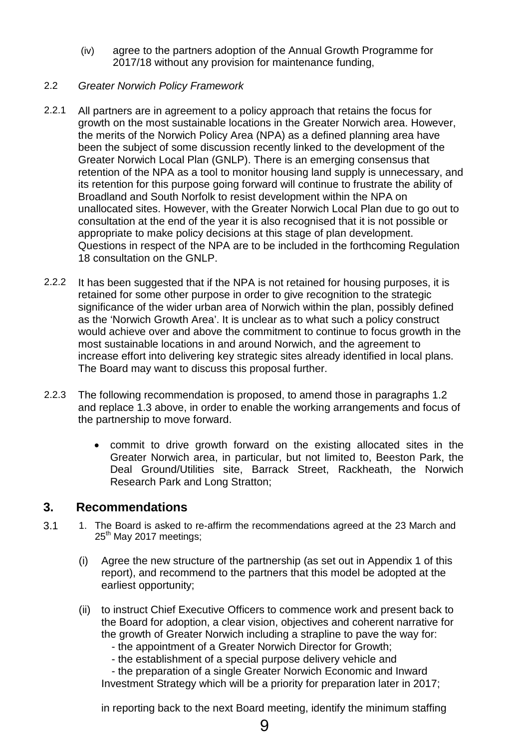(iv) agree to the partners adoption of the Annual Growth Programme for 2017/18 without any provision for maintenance funding,

2.2 *Greater Norwich Policy Framework*

2.2.1 All partners are in agreement to a policy approach that retains the focus for growth on the most sustainable locations in the Greater Norwich area. However, the merits of the Norwich Policy Area (NPA) as a defined planning area have been the subject of some discussion recently linked to the development of the Greater Norwich Local Plan (GNLP). There is an emerging consensus that retention of the NPA as a tool to monitor housing land supply is unnecessary, and its retention for this purpose going forward will continue to frustrate the ability of Broadland and South Norfolk to resist development within the NPA on unallocated sites. However, with the Greater Norwich Local Plan due to go out to consultation at the end of the year it is also recognised that it is not possible or appropriate to make policy decisions at this stage of plan development. Questions in respect of the NPA are to be included in the forthcoming Regulation 18 consultation on the GNLP.

2.2.2 It has been suggested that if the NPA is not retained for housing purposes, it is retained for some other purpose in order to give recognition to the strategic significance of the wider urban area of Norwich within the plan, possibly defined as the 'Norwich Growth Area'. It is unclear as to what such a policy construct would achieve over and above the commitment to continue to focus growth in the most sustainable locations in and around Norwich, and the agreement to increase effort into delivering key strategic sites already identified in local plans. The Board may want to discuss this proposal further.

2.2.3 The following recommendation is proposed, to amend those in paragraphs 1.2 and replace 1.3 above, in order to enable the working arrangements and focus of the partnership to move forward.

- commit to drive growth forward on the existing allocated sites in the Greater Norwich area, in particular, but not limited to, Beeston Park, the Deal Ground/Utilities site, Barrack Street, Rackheath, the Norwich Research Park and Long Stratton;

## 3. Recommendations

3.1 1. The Board is asked to re-affirm the recommendations agreed at the 23 March and 25th May 2017 meetings;

(i) Agree the new structure of the partnership (as set out in Appendix 1 of this report), and recommend to the partners that this model be adopted at the earliest opportunity;

(ii) to instruct Chief Executive Officers to commence work and present back to the Board for adoption, a clear vision, objectives and coherent narrative for the growth of Greater Norwich including a strapline to pave the way for:
- the appointment of a Greater Norwich Director for Growth;
- the establishment of a special purpose delivery vehicle and
- the preparation of a single Greater Norwich Economic and Inward Investment Strategy which will be a priority for preparation later in 2017;

in reporting back to the next Board meeting, identify the minimum staffing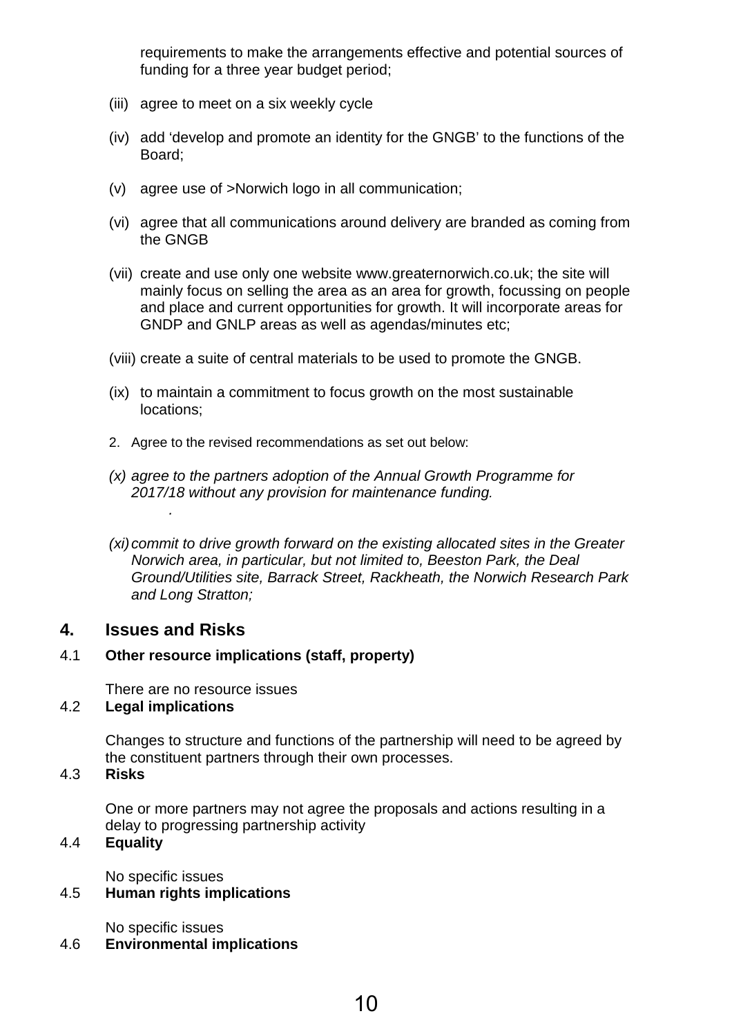requirements to make the arrangements effective and potential sources of funding for a three year budget period;

(iii) agree to meet on a six weekly cycle

(iv) add 'develop and promote an identity for the GNGB' to the functions of the Board;

(v) agree use of >Norwich logo in all communication;

(vi) agree that all communications around delivery are branded as coming from the GNGB

(vii) create and use only one website www.greaternorwich.co.uk; the site will mainly focus on selling the area as an area for growth, focussing on people and place and current opportunities for growth. It will incorporate areas for GNDP and GNLP areas as well as agendas/minutes etc;

(viii) create a suite of central materials to be used to promote the GNGB.

(ix) to maintain a commitment to focus growth on the most sustainable locations;

2. Agree to the revised recommendations as set out below:

*(x) agree to the partners adoption of the Annual Growth Programme for 2017/18 without any provision for maintenance funding.*

*.*

*(xi) commit to drive growth forward on the existing allocated sites in the Greater Norwich area, in particular, but not limited to, Beeston Park, the Deal Ground/Utilities site, Barrack Street, Rackheath, the Norwich Research Park and Long Stratton;*

## 4. Issues and Risks

4.1 **Other resource implications (staff, property)**

There are no resource issues

4.2 **Legal implications**

Changes to structure and functions of the partnership will need to be agreed by the constituent partners through their own processes.

4.3 **Risks**

One or more partners may not agree the proposals and actions resulting in a delay to progressing partnership activity

4.4 **Equality**

No specific issues

4.5 **Human rights implications**

No specific issues

4.6 **Environmental implications**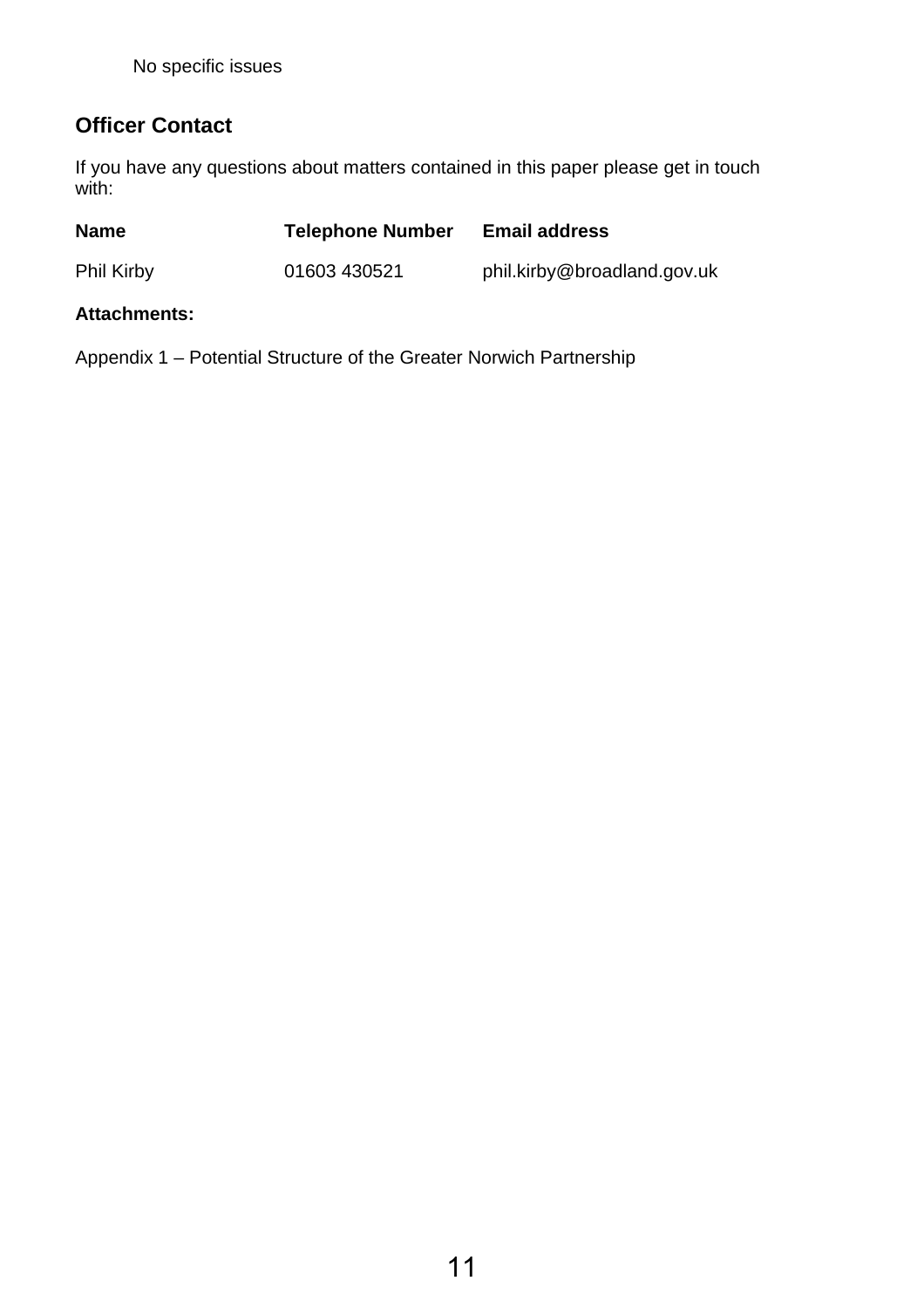No specific issues

## Officer Contact

If you have any questions about matters contained in this paper please get in touch with:

| Name | Telephone Number | Email address |
|---|---|---|
| Phil Kirby | 01603 430521 | phil.kirby@broadland.gov.uk |

**Attachments:**

Appendix 1 – Potential Structure of the Greater Norwich Partnership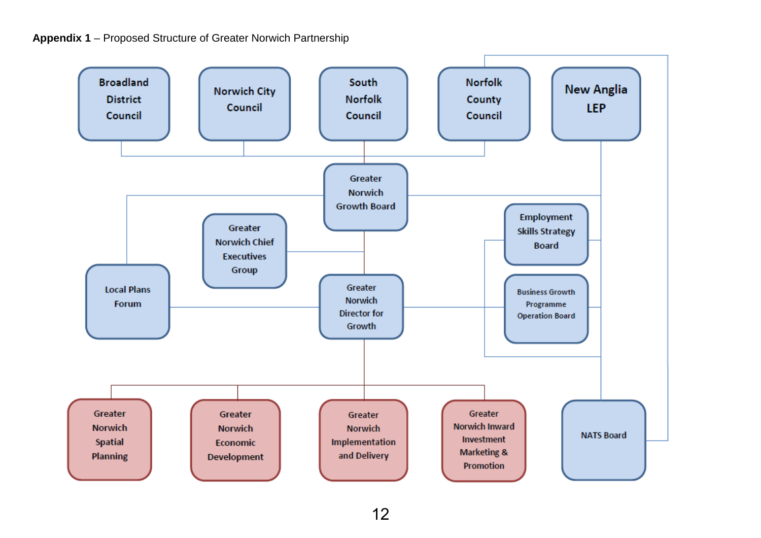**Appendix 1** – Proposed Structure of Greater Norwich Partnership

Broadland District Council

Norwich City Council

South Norfolk Council

Norfolk County Council

New Anglia LEP

Greater Norwich Growth Board

Greater Norwich Chief Executives Group

Employment Skills Strategy Board

Local Plans Forum

Greater Norwich Director for Growth

Business Growth Programme Operation Board

Greater Norwich Spatial Planning

Greater Norwich Economic Development

Greater Norwich Implementation and Delivery

Greater Norwich Inward Investment Marketing & Promotion

NATS Board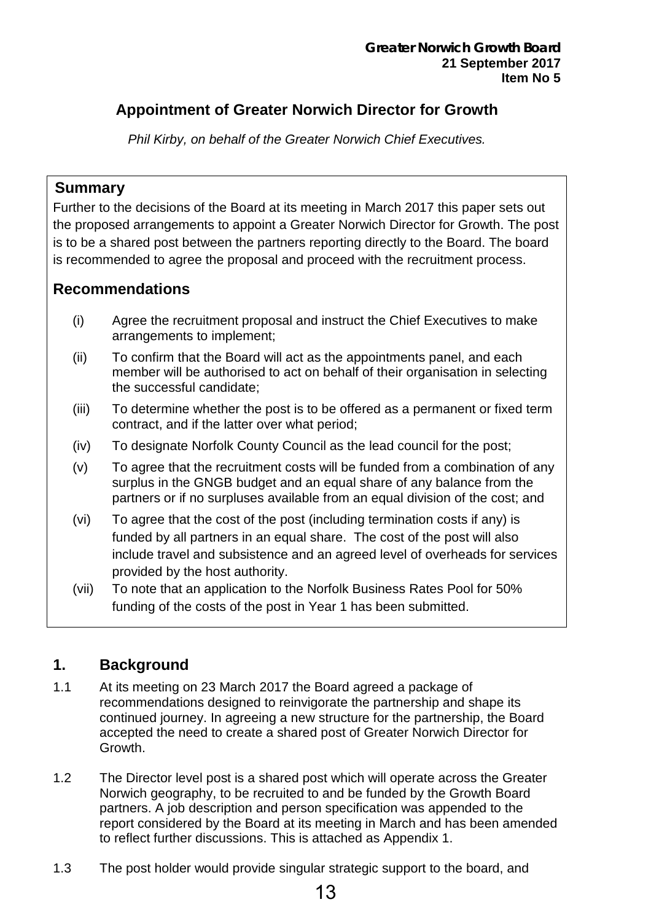**Greater Norwich Growth Board**
**21 September 2017**
**Item No 5**

# Appointment of Greater Norwich Director for Growth

*Phil Kirby, on behalf of the Greater Norwich Chief Executives.*

## Summary

Further to the decisions of the Board at its meeting in March 2017 this paper sets out the proposed arrangements to appoint a Greater Norwich Director for Growth. The post is to be a shared post between the partners reporting directly to the Board. The board is recommended to agree the proposal and proceed with the recruitment process.

## Recommendations

(i) Agree the recruitment proposal and instruct the Chief Executives to make arrangements to implement;

(ii) To confirm that the Board will act as the appointments panel, and each member will be authorised to act on behalf of their organisation in selecting the successful candidate;

(iii) To determine whether the post is to be offered as a permanent or fixed term contract, and if the latter over what period;

(iv) To designate Norfolk County Council as the lead council for the post;

(v) To agree that the recruitment costs will be funded from a combination of any surplus in the GNGB budget and an equal share of any balance from the partners or if no surpluses available from an equal division of the cost; and

(vi) To agree that the cost of the post (including termination costs if any) is funded by all partners in an equal share. The cost of the post will also include travel and subsistence and an agreed level of overheads for services provided by the host authority.

(vii) To note that an application to the Norfolk Business Rates Pool for 50% funding of the costs of the post in Year 1 has been submitted.

## 1. Background

1.1 At its meeting on 23 March 2017 the Board agreed a package of recommendations designed to reinvigorate the partnership and shape its continued journey. In agreeing a new structure for the partnership, the Board accepted the need to create a shared post of Greater Norwich Director for Growth.

1.2 The Director level post is a shared post which will operate across the Greater Norwich geography, to be recruited to and be funded by the Growth Board partners. A job description and person specification was appended to the report considered by the Board at its meeting in March and has been amended to reflect further discussions. This is attached as Appendix 1.

1.3 The post holder would provide singular strategic support to the board, and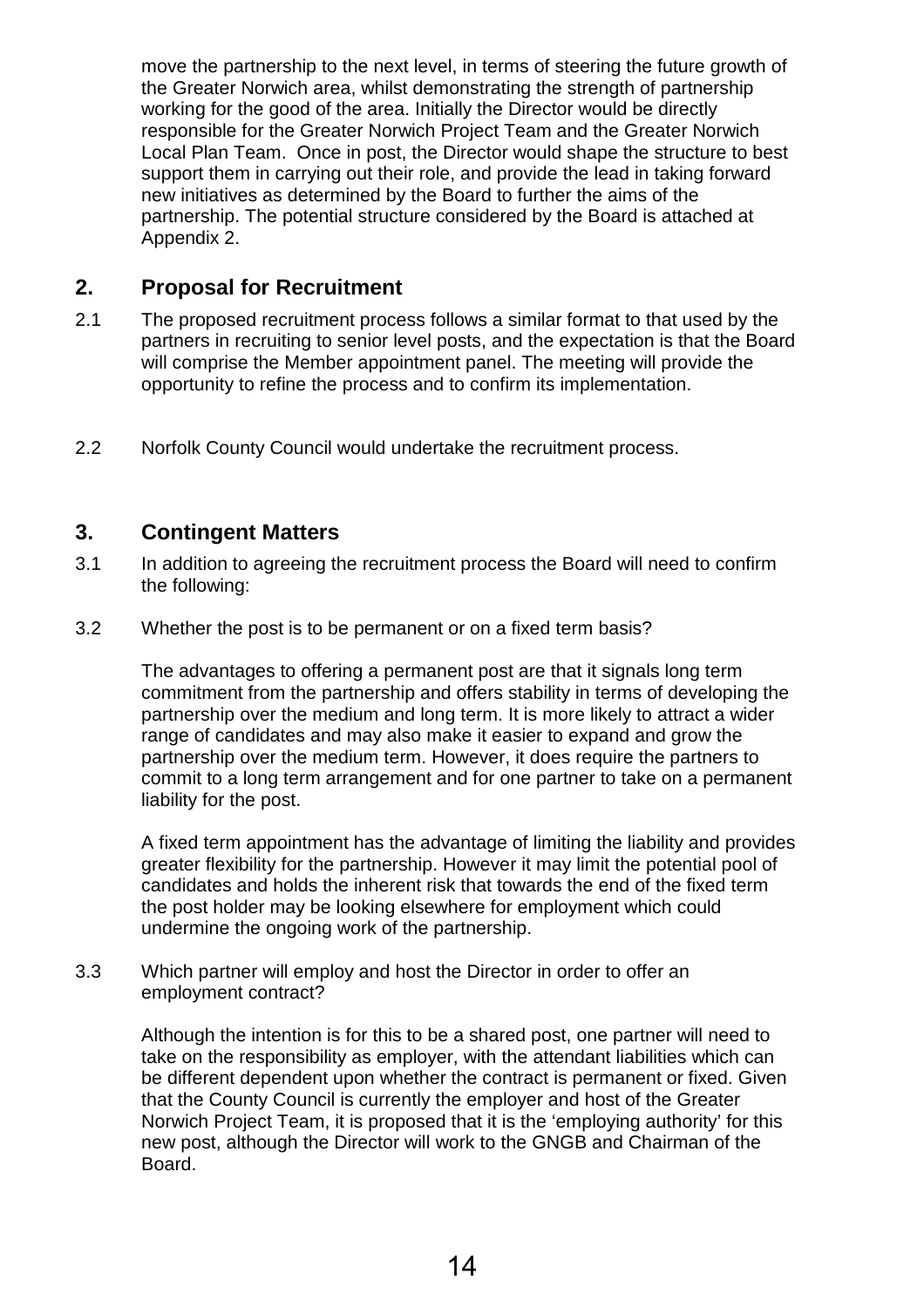move the partnership to the next level, in terms of steering the future growth of the Greater Norwich area, whilst demonstrating the strength of partnership working for the good of the area. Initially the Director would be directly responsible for the Greater Norwich Project Team and the Greater Norwich Local Plan Team. Once in post, the Director would shape the structure to best support them in carrying out their role, and provide the lead in taking forward new initiatives as determined by the Board to further the aims of the partnership. The potential structure considered by the Board is attached at Appendix 2.

## 2. Proposal for Recruitment

2.1 The proposed recruitment process follows a similar format to that used by the partners in recruiting to senior level posts, and the expectation is that the Board will comprise the Member appointment panel. The meeting will provide the opportunity to refine the process and to confirm its implementation.

2.2 Norfolk County Council would undertake the recruitment process.

## 3. Contingent Matters

3.1 In addition to agreeing the recruitment process the Board will need to confirm the following:

3.2 Whether the post is to be permanent or on a fixed term basis?

The advantages to offering a permanent post are that it signals long term commitment from the partnership and offers stability in terms of developing the partnership over the medium and long term. It is more likely to attract a wider range of candidates and may also make it easier to expand and grow the partnership over the medium term. However, it does require the partners to commit to a long term arrangement and for one partner to take on a permanent liability for the post.

A fixed term appointment has the advantage of limiting the liability and provides greater flexibility for the partnership. However it may limit the potential pool of candidates and holds the inherent risk that towards the end of the fixed term the post holder may be looking elsewhere for employment which could undermine the ongoing work of the partnership.

3.3 Which partner will employ and host the Director in order to offer an employment contract?

Although the intention is for this to be a shared post, one partner will need to take on the responsibility as employer, with the attendant liabilities which can be different dependent upon whether the contract is permanent or fixed. Given that the County Council is currently the employer and host of the Greater Norwich Project Team, it is proposed that it is the 'employing authority' for this new post, although the Director will work to the GNGB and Chairman of the Board.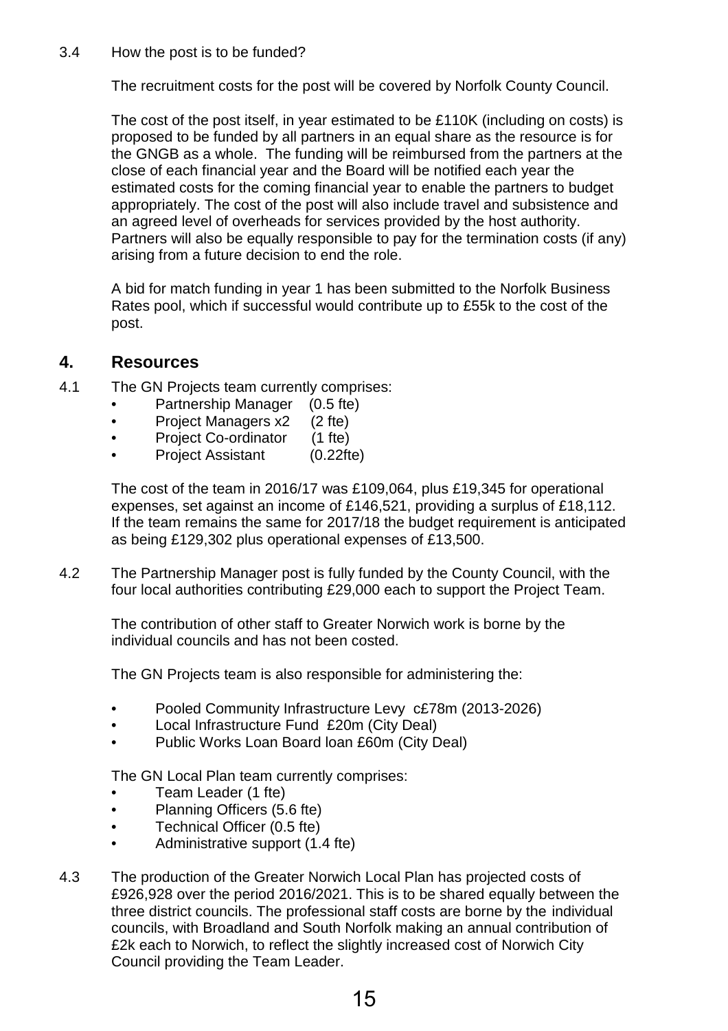3.4 How the post is to be funded?

The recruitment costs for the post will be covered by Norfolk County Council.

The cost of the post itself, in year estimated to be £110K (including on costs) is proposed to be funded by all partners in an equal share as the resource is for the GNGB as a whole. The funding will be reimbursed from the partners at the close of each financial year and the Board will be notified each year the estimated costs for the coming financial year to enable the partners to budget appropriately. The cost of the post will also include travel and subsistence and an agreed level of overheads for services provided by the host authority. Partners will also be equally responsible to pay for the termination costs (if any) arising from a future decision to end the role.

A bid for match funding in year 1 has been submitted to the Norfolk Business Rates pool, which if successful would contribute up to £55k to the cost of the post.

## 4. Resources

4.1 The GN Projects team currently comprises:

- Partnership Manager (0.5 fte)
- Project Managers x2 (2 fte)
- Project Co-ordinator (1 fte)
- Project Assistant (0.22fte)

The cost of the team in 2016/17 was £109,064, plus £19,345 for operational expenses, set against an income of £146,521, providing a surplus of £18,112. If the team remains the same for 2017/18 the budget requirement is anticipated as being £129,302 plus operational expenses of £13,500.

4.2 The Partnership Manager post is fully funded by the County Council, with the four local authorities contributing £29,000 each to support the Project Team.

The contribution of other staff to Greater Norwich work is borne by the individual councils and has not been costed.

The GN Projects team is also responsible for administering the:

- Pooled Community Infrastructure Levy c£78m (2013-2026)
- Local Infrastructure Fund £20m (City Deal)
- Public Works Loan Board loan £60m (City Deal)

The GN Local Plan team currently comprises:

- Team Leader (1 fte)
- Planning Officers (5.6 fte)
- Technical Officer (0.5 fte)
- Administrative support (1.4 fte)

4.3 The production of the Greater Norwich Local Plan has projected costs of £926,928 over the period 2016/2021. This is to be shared equally between the three district councils. The professional staff costs are borne by the individual councils, with Broadland and South Norfolk making an annual contribution of £2k each to Norwich, to reflect the slightly increased cost of Norwich City Council providing the Team Leader.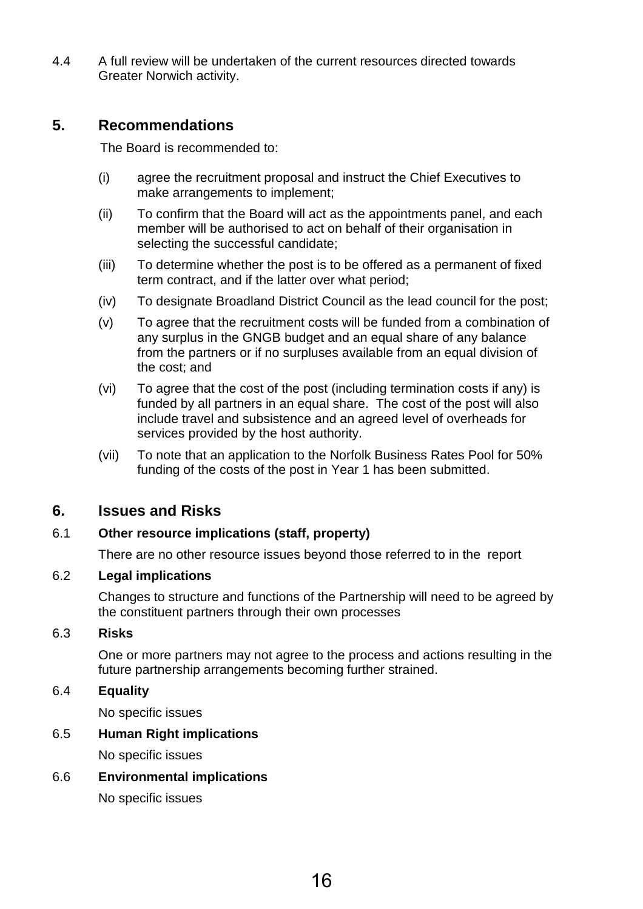4.4 A full review will be undertaken of the current resources directed towards Greater Norwich activity.

## 5. Recommendations

The Board is recommended to:

(i) agree the recruitment proposal and instruct the Chief Executives to make arrangements to implement;

(ii) To confirm that the Board will act as the appointments panel, and each member will be authorised to act on behalf of their organisation in selecting the successful candidate;

(iii) To determine whether the post is to be offered as a permanent of fixed term contract, and if the latter over what period;

(iv) To designate Broadland District Council as the lead council for the post;

(v) To agree that the recruitment costs will be funded from a combination of any surplus in the GNGB budget and an equal share of any balance from the partners or if no surpluses available from an equal division of the cost; and

(vi) To agree that the cost of the post (including termination costs if any) is funded by all partners in an equal share. The cost of the post will also include travel and subsistence and an agreed level of overheads for services provided by the host authority.

(vii) To note that an application to the Norfolk Business Rates Pool for 50% funding of the costs of the post in Year 1 has been submitted.

## 6. Issues and Risks

6.1 **Other resource implications (staff, property)**

There are no other resource issues beyond those referred to in the report

6.2 **Legal implications**

Changes to structure and functions of the Partnership will need to be agreed by the constituent partners through their own processes

6.3 **Risks**

One or more partners may not agree to the process and actions resulting in the future partnership arrangements becoming further strained.

6.4 **Equality**

No specific issues

6.5 **Human Right implications**

No specific issues

6.6 **Environmental implications**

No specific issues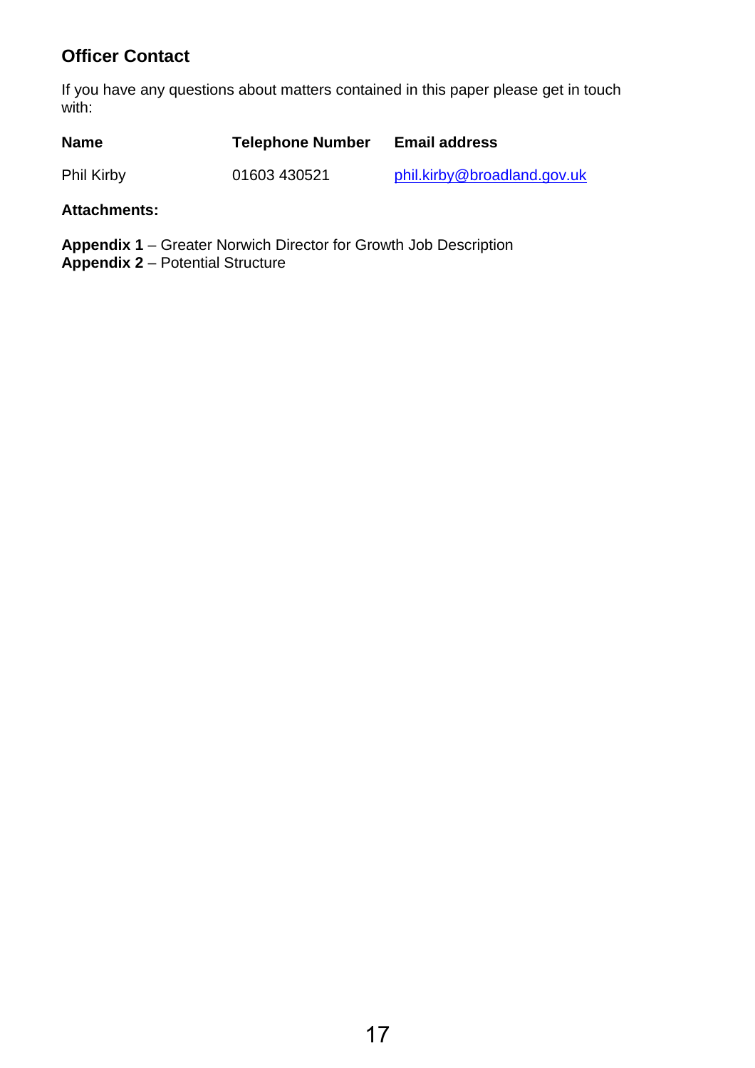## Officer Contact

If you have any questions about matters contained in this paper please get in touch with:

| Name | Telephone Number | Email address |
|---|---|---|
| Phil Kirby | 01603 430521 | phil.kirby@broadland.gov.uk |

**Attachments:**

**Appendix 1** – Greater Norwich Director for Growth Job Description
**Appendix 2** – Potential Structure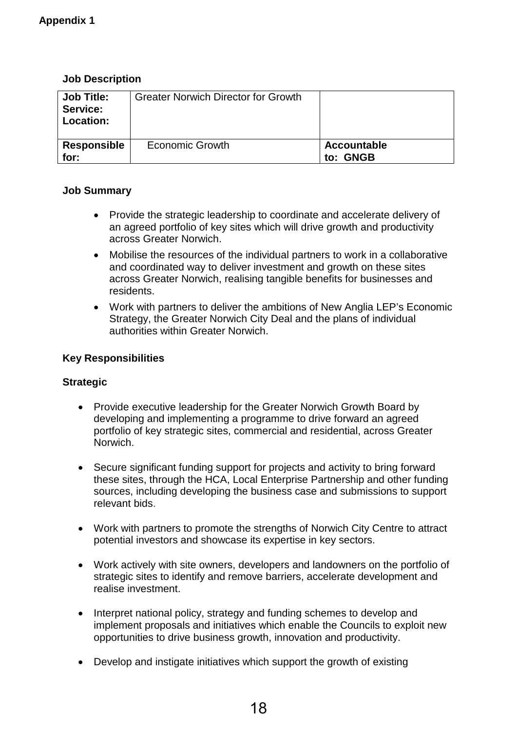**Appendix 1**

**Job Description**

| **Job Title:**<br>**Service:**<br>**Location:** | Greater Norwich Director for Growth | |
|---|---|---|
| **Responsible for:** | Economic Growth | **Accountable to: GNGB** |

**Job Summary**

- Provide the strategic leadership to coordinate and accelerate delivery of an agreed portfolio of key sites which will drive growth and productivity across Greater Norwich.
- Mobilise the resources of the individual partners to work in a collaborative and coordinated way to deliver investment and growth on these sites across Greater Norwich, realising tangible benefits for businesses and residents.
- Work with partners to deliver the ambitions of New Anglia LEP's Economic Strategy, the Greater Norwich City Deal and the plans of individual authorities within Greater Norwich.

**Key Responsibilities**

**Strategic**

- Provide executive leadership for the Greater Norwich Growth Board by developing and implementing a programme to drive forward an agreed portfolio of key strategic sites, commercial and residential, across Greater Norwich.

- Secure significant funding support for projects and activity to bring forward these sites, through the HCA, Local Enterprise Partnership and other funding sources, including developing the business case and submissions to support relevant bids.

- Work with partners to promote the strengths of Norwich City Centre to attract potential investors and showcase its expertise in key sectors.

- Work actively with site owners, developers and landowners on the portfolio of strategic sites to identify and remove barriers, accelerate development and realise investment.

- Interpret national policy, strategy and funding schemes to develop and implement proposals and initiatives which enable the Councils to exploit new opportunities to drive business growth, innovation and productivity.

- Develop and instigate initiatives which support the growth of existing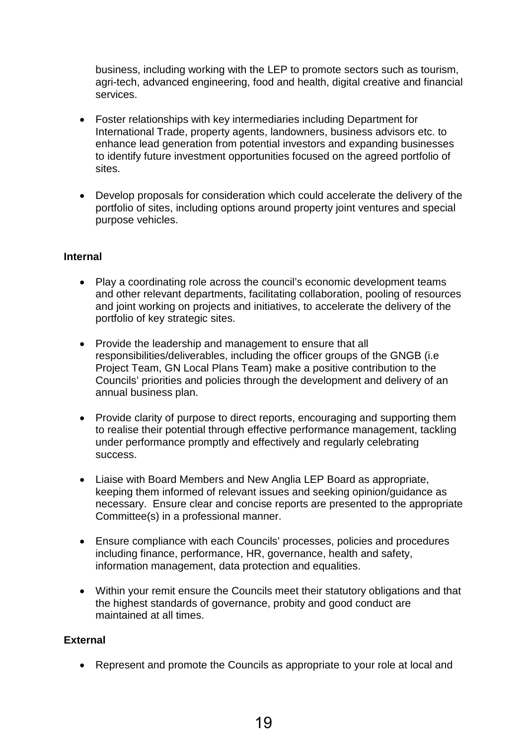business, including working with the LEP to promote sectors such as tourism, agri-tech, advanced engineering, food and health, digital creative and financial services.

- Foster relationships with key intermediaries including Department for International Trade, property agents, landowners, business advisors etc. to enhance lead generation from potential investors and expanding businesses to identify future investment opportunities focused on the agreed portfolio of sites.

- Develop proposals for consideration which could accelerate the delivery of the portfolio of sites, including options around property joint ventures and special purpose vehicles.

**Internal**

- Play a coordinating role across the council's economic development teams and other relevant departments, facilitating collaboration, pooling of resources and joint working on projects and initiatives, to accelerate the delivery of the portfolio of key strategic sites.

- Provide the leadership and management to ensure that all responsibilities/deliverables, including the officer groups of the GNGB (i.e Project Team, GN Local Plans Team) make a positive contribution to the Councils' priorities and policies through the development and delivery of an annual business plan.

- Provide clarity of purpose to direct reports, encouraging and supporting them to realise their potential through effective performance management, tackling under performance promptly and effectively and regularly celebrating success.

- Liaise with Board Members and New Anglia LEP Board as appropriate, keeping them informed of relevant issues and seeking opinion/guidance as necessary. Ensure clear and concise reports are presented to the appropriate Committee(s) in a professional manner.

- Ensure compliance with each Councils' processes, policies and procedures including finance, performance, HR, governance, health and safety, information management, data protection and equalities.

- Within your remit ensure the Councils meet their statutory obligations and that the highest standards of governance, probity and good conduct are maintained at all times.

**External**

- Represent and promote the Councils as appropriate to your role at local and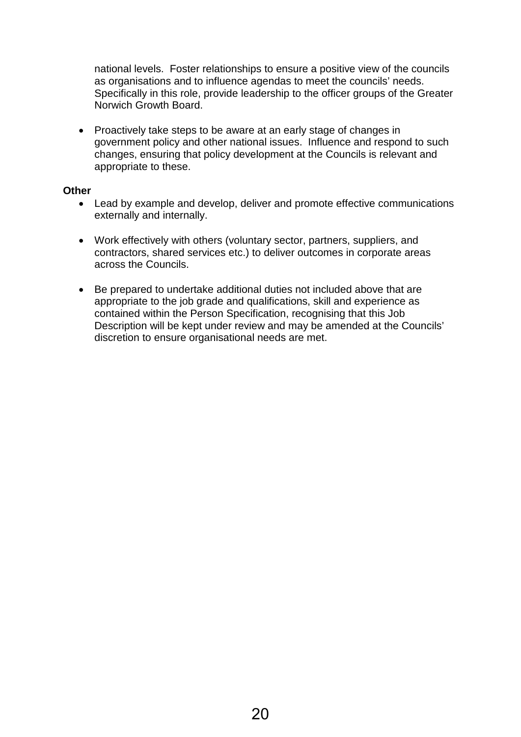national levels. Foster relationships to ensure a positive view of the councils as organisations and to influence agendas to meet the councils' needs. Specifically in this role, provide leadership to the officer groups of the Greater Norwich Growth Board.

- Proactively take steps to be aware at an early stage of changes in government policy and other national issues. Influence and respond to such changes, ensuring that policy development at the Councils is relevant and appropriate to these.

**Other**

- Lead by example and develop, deliver and promote effective communications externally and internally.

- Work effectively with others (voluntary sector, partners, suppliers, and contractors, shared services etc.) to deliver outcomes in corporate areas across the Councils.

- Be prepared to undertake additional duties not included above that are appropriate to the job grade and qualifications, skill and experience as contained within the Person Specification, recognising that this Job Description will be kept under review and may be amended at the Councils' discretion to ensure organisational needs are met.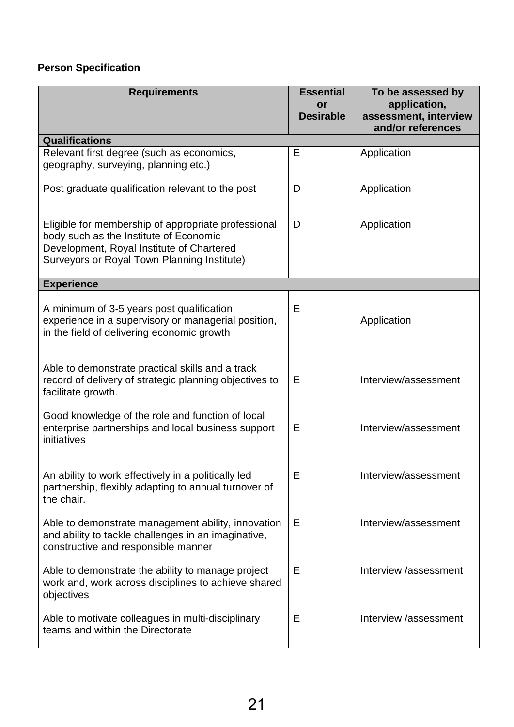**Person Specification**

| Requirements | Essential or Desirable | To be assessed by application, assessment, interview and/or references |
|---|---|---|
| **Qualifications** | | |
| Relevant first degree (such as economics, geography, surveying, planning etc.) | E | Application |
| Post graduate qualification relevant to the post | D | Application |
| Eligible for membership of appropriate professional body such as the Institute of Economic Development, Royal Institute of Chartered Surveyors or Royal Town Planning Institute) | D | Application |
| **Experience** | | |
| A minimum of 3-5 years post qualification experience in a supervisory or managerial position, in the field of delivering economic growth | E | Application |
| Able to demonstrate practical skills and a track record of delivery of strategic planning objectives to facilitate growth. | E | Interview/assessment |
| Good knowledge of the role and function of local enterprise partnerships and local business support initiatives | E | Interview/assessment |
| An ability to work effectively in a politically led partnership, flexibly adapting to annual turnover of the chair. | E | Interview/assessment |
| Able to demonstrate management ability, innovation and ability to tackle challenges in an imaginative, constructive and responsible manner | E | Interview/assessment |
| Able to demonstrate the ability to manage project work and, work across disciplines to achieve shared objectives | E | Interview /assessment |
| Able to motivate colleagues in multi-disciplinary teams and within the Directorate | E | Interview /assessment |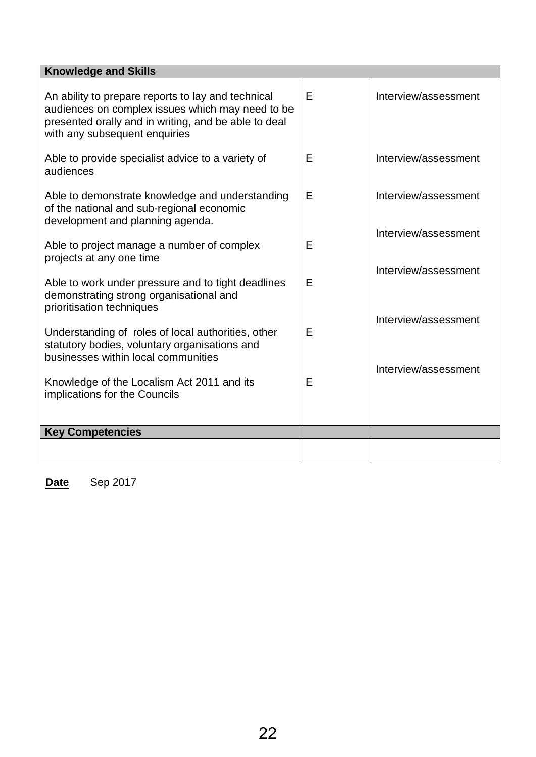| Knowledge and Skills | | |
|---|---|---|
| An ability to prepare reports to lay and technical audiences on complex issues which may need to be presented orally and in writing, and be able to deal with any subsequent enquiries | E | Interview/assessment |
| Able to provide specialist advice to a variety of audiences | E | Interview/assessment |
| Able to demonstrate knowledge and understanding of the national and sub-regional economic development and planning agenda. | E | Interview/assessment |
| Able to project manage a number of complex projects at any one time | E | Interview/assessment |
| Able to work under pressure and to tight deadlines demonstrating strong organisational and prioritisation techniques | E | Interview/assessment |
| Understanding of roles of local authorities, other statutory bodies, voluntary organisations and businesses within local communities | E | Interview/assessment |
| Knowledge of the Localism Act 2011 and its implications for the Councils | E | Interview/assessment |
| **Key Competencies** | | |
| | | |

**Date** Sep 2017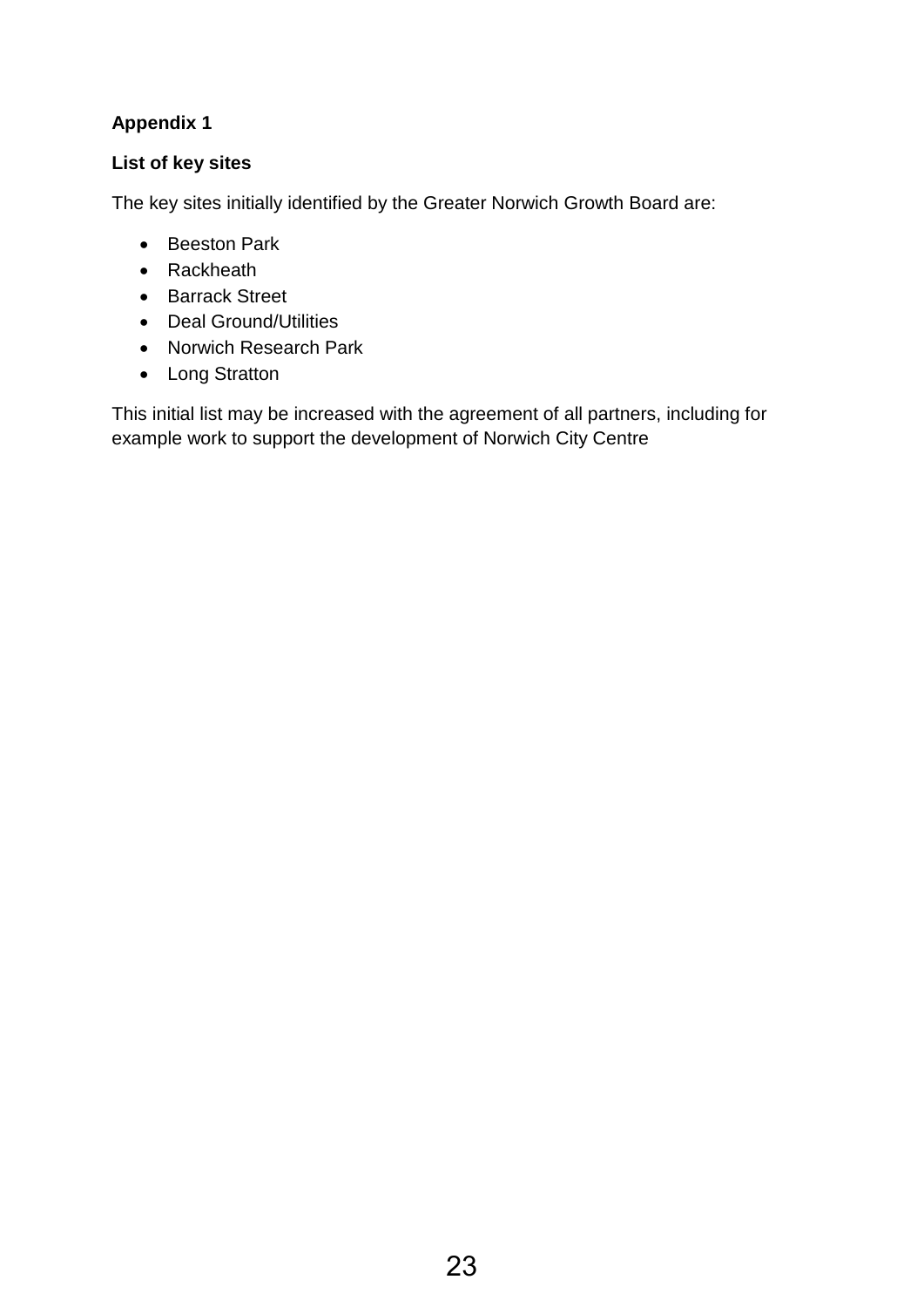**Appendix 1**

**List of key sites**

The key sites initially identified by the Greater Norwich Growth Board are:

- Beeston Park
- Rackheath
- Barrack Street
- Deal Ground/Utilities
- Norwich Research Park
- Long Stratton

This initial list may be increased with the agreement of all partners, including for example work to support the development of Norwich City Centre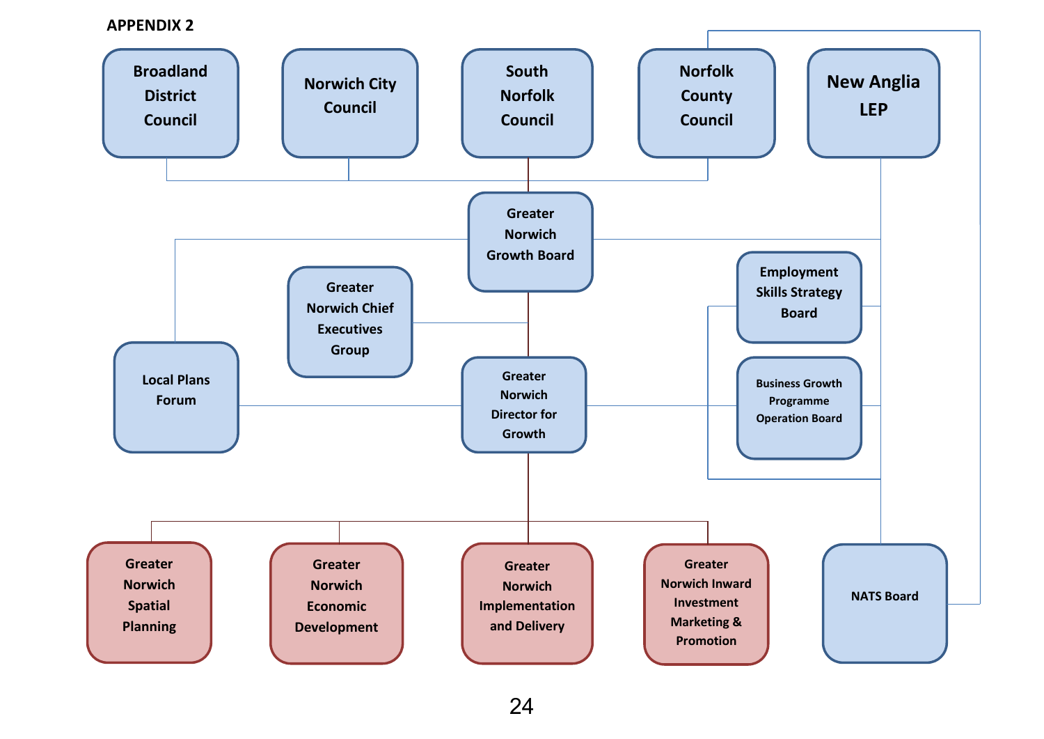**APPENDIX 2**

Broadland District Council

Norwich City Council

South Norfolk Council

Norfolk County Council

New Anglia LEP

Greater Norwich Growth Board

Greater Norwich Chief Executives Group

Employment Skills Strategy Board

Local Plans Forum

Greater Norwich Director for Growth

Business Growth Programme Operation Board

Greater Norwich Spatial Planning

Greater Norwich Economic Development

Greater Norwich Implementation and Delivery

Greater Norwich Inward Investment Marketing & Promotion

NATS Board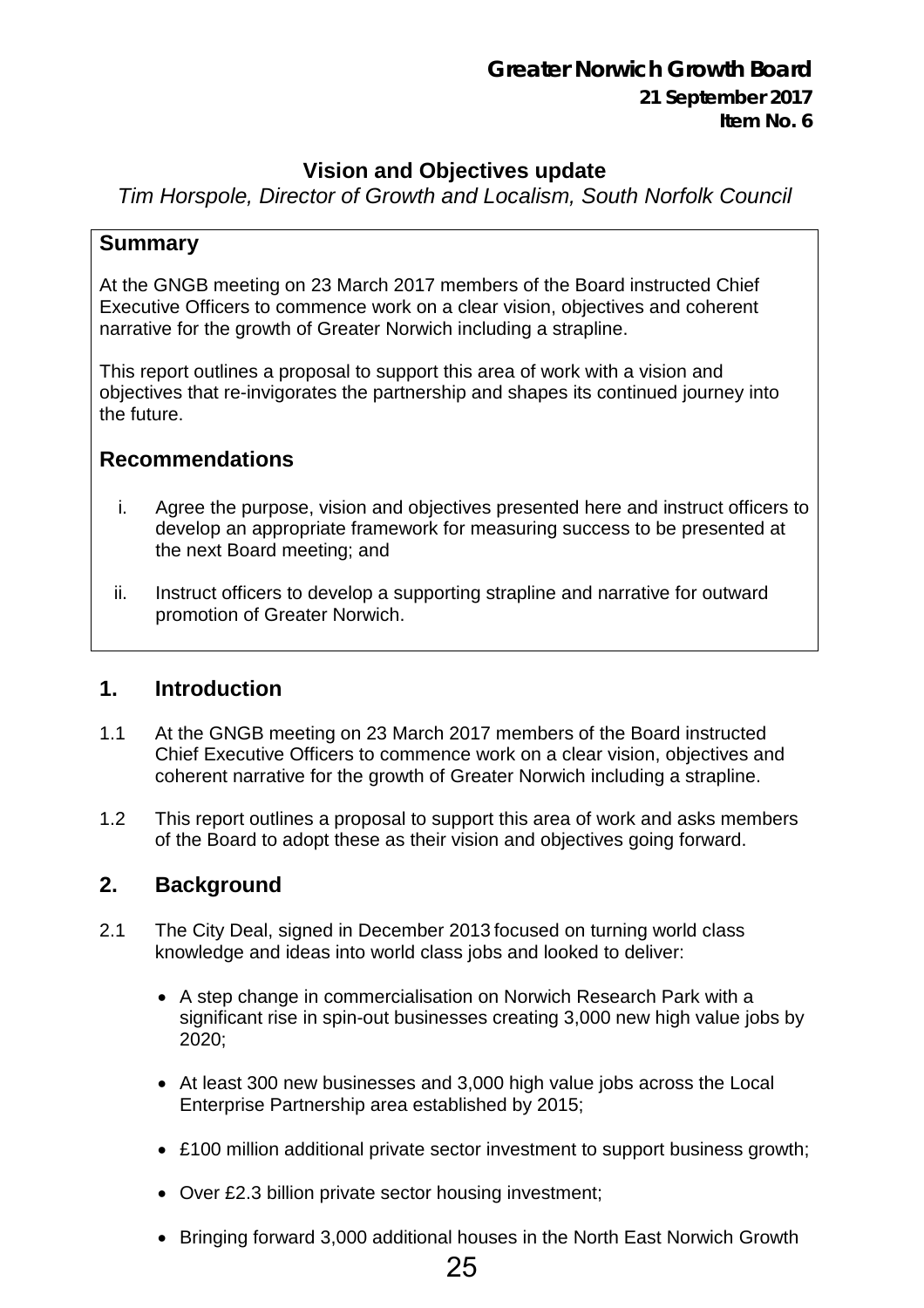**Greater Norwich Growth Board**
**21 September 2017**
**Item No. 6**

# Vision and Objectives update

*Tim Horspole, Director of Growth and Localism, South Norfolk Council*

## Summary

At the GNGB meeting on 23 March 2017 members of the Board instructed Chief Executive Officers to commence work on a clear vision, objectives and coherent narrative for the growth of Greater Norwich including a strapline.

This report outlines a proposal to support this area of work with a vision and objectives that re-invigorates the partnership and shapes its continued journey into the future.

## Recommendations

i. Agree the purpose, vision and objectives presented here and instruct officers to develop an appropriate framework for measuring success to be presented at the next Board meeting; and

ii. Instruct officers to develop a supporting strapline and narrative for outward promotion of Greater Norwich.

## 1. Introduction

1.1 At the GNGB meeting on 23 March 2017 members of the Board instructed Chief Executive Officers to commence work on a clear vision, objectives and coherent narrative for the growth of Greater Norwich including a strapline.

1.2 This report outlines a proposal to support this area of work and asks members of the Board to adopt these as their vision and objectives going forward.

## 2. Background

2.1 The City Deal, signed in December 2013 focused on turning world class knowledge and ideas into world class jobs and looked to deliver:

- A step change in commercialisation on Norwich Research Park with a significant rise in spin-out businesses creating 3,000 new high value jobs by 2020;
- At least 300 new businesses and 3,000 high value jobs across the Local Enterprise Partnership area established by 2015;
- £100 million additional private sector investment to support business growth;
- Over £2.3 billion private sector housing investment;
- Bringing forward 3,000 additional houses in the North East Norwich Growth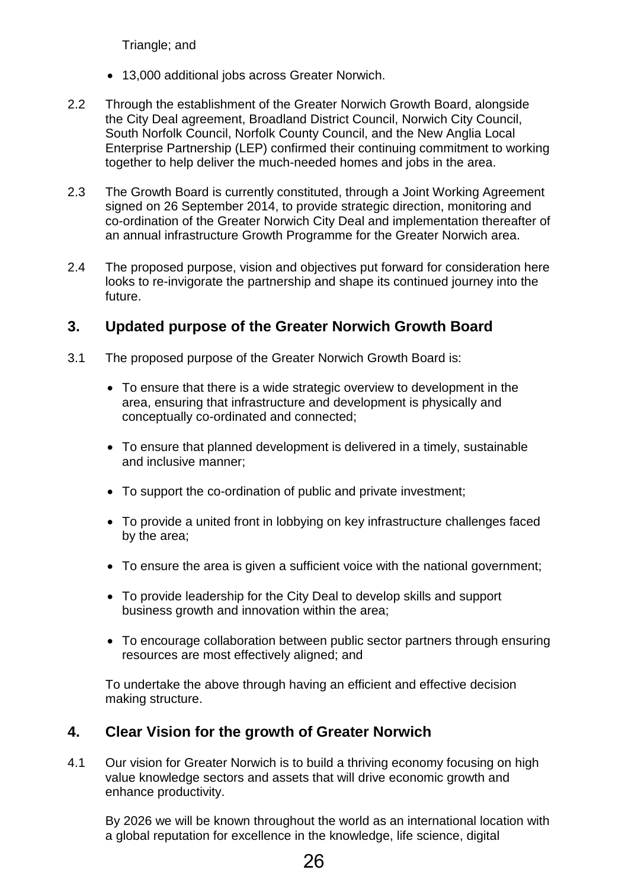Triangle; and

- 13,000 additional jobs across Greater Norwich.

2.2 Through the establishment of the Greater Norwich Growth Board, alongside the City Deal agreement, Broadland District Council, Norwich City Council, South Norfolk Council, Norfolk County Council, and the New Anglia Local Enterprise Partnership (LEP) confirmed their continuing commitment to working together to help deliver the much-needed homes and jobs in the area.

2.3 The Growth Board is currently constituted, through a Joint Working Agreement signed on 26 September 2014, to provide strategic direction, monitoring and co-ordination of the Greater Norwich City Deal and implementation thereafter of an annual infrastructure Growth Programme for the Greater Norwich area.

2.4 The proposed purpose, vision and objectives put forward for consideration here looks to re-invigorate the partnership and shape its continued journey into the future.

## 3. Updated purpose of the Greater Norwich Growth Board

3.1 The proposed purpose of the Greater Norwich Growth Board is:

- To ensure that there is a wide strategic overview to development in the area, ensuring that infrastructure and development is physically and conceptually co-ordinated and connected;
- To ensure that planned development is delivered in a timely, sustainable and inclusive manner;
- To support the co-ordination of public and private investment;
- To provide a united front in lobbying on key infrastructure challenges faced by the area;
- To ensure the area is given a sufficient voice with the national government;
- To provide leadership for the City Deal to develop skills and support business growth and innovation within the area;
- To encourage collaboration between public sector partners through ensuring resources are most effectively aligned; and

To undertake the above through having an efficient and effective decision making structure.

## 4. Clear Vision for the growth of Greater Norwich

4.1 Our vision for Greater Norwich is to build a thriving economy focusing on high value knowledge sectors and assets that will drive economic growth and enhance productivity.

By 2026 we will be known throughout the world as an international location with a global reputation for excellence in the knowledge, life science, digital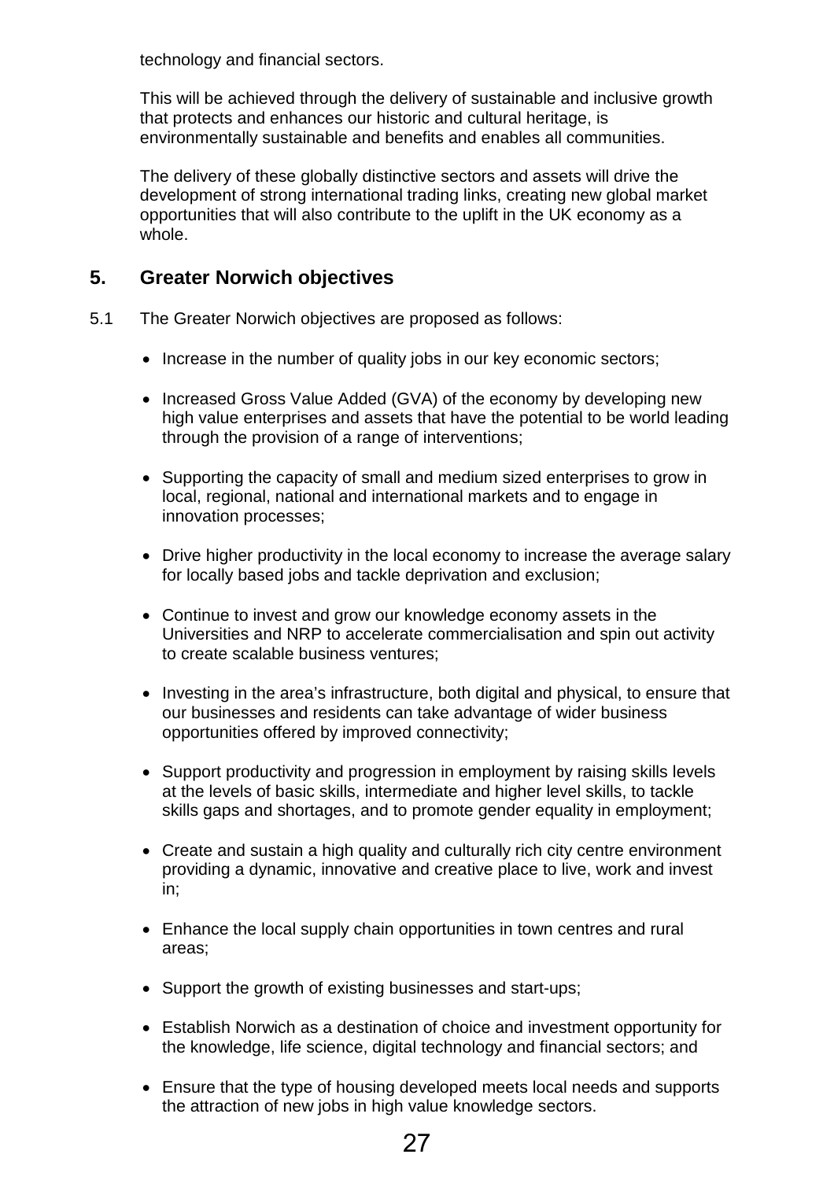technology and financial sectors.

This will be achieved through the delivery of sustainable and inclusive growth that protects and enhances our historic and cultural heritage, is environmentally sustainable and benefits and enables all communities.

The delivery of these globally distinctive sectors and assets will drive the development of strong international trading links, creating new global market opportunities that will also contribute to the uplift in the UK economy as a whole.

## 5. Greater Norwich objectives

5.1 The Greater Norwich objectives are proposed as follows:

- Increase in the number of quality jobs in our key economic sectors;
- Increased Gross Value Added (GVA) of the economy by developing new high value enterprises and assets that have the potential to be world leading through the provision of a range of interventions;
- Supporting the capacity of small and medium sized enterprises to grow in local, regional, national and international markets and to engage in innovation processes;
- Drive higher productivity in the local economy to increase the average salary for locally based jobs and tackle deprivation and exclusion;
- Continue to invest and grow our knowledge economy assets in the Universities and NRP to accelerate commercialisation and spin out activity to create scalable business ventures;
- Investing in the area's infrastructure, both digital and physical, to ensure that our businesses and residents can take advantage of wider business opportunities offered by improved connectivity;
- Support productivity and progression in employment by raising skills levels at the levels of basic skills, intermediate and higher level skills, to tackle skills gaps and shortages, and to promote gender equality in employment;
- Create and sustain a high quality and culturally rich city centre environment providing a dynamic, innovative and creative place to live, work and invest in;
- Enhance the local supply chain opportunities in town centres and rural areas;
- Support the growth of existing businesses and start-ups;
- Establish Norwich as a destination of choice and investment opportunity for the knowledge, life science, digital technology and financial sectors; and
- Ensure that the type of housing developed meets local needs and supports the attraction of new jobs in high value knowledge sectors.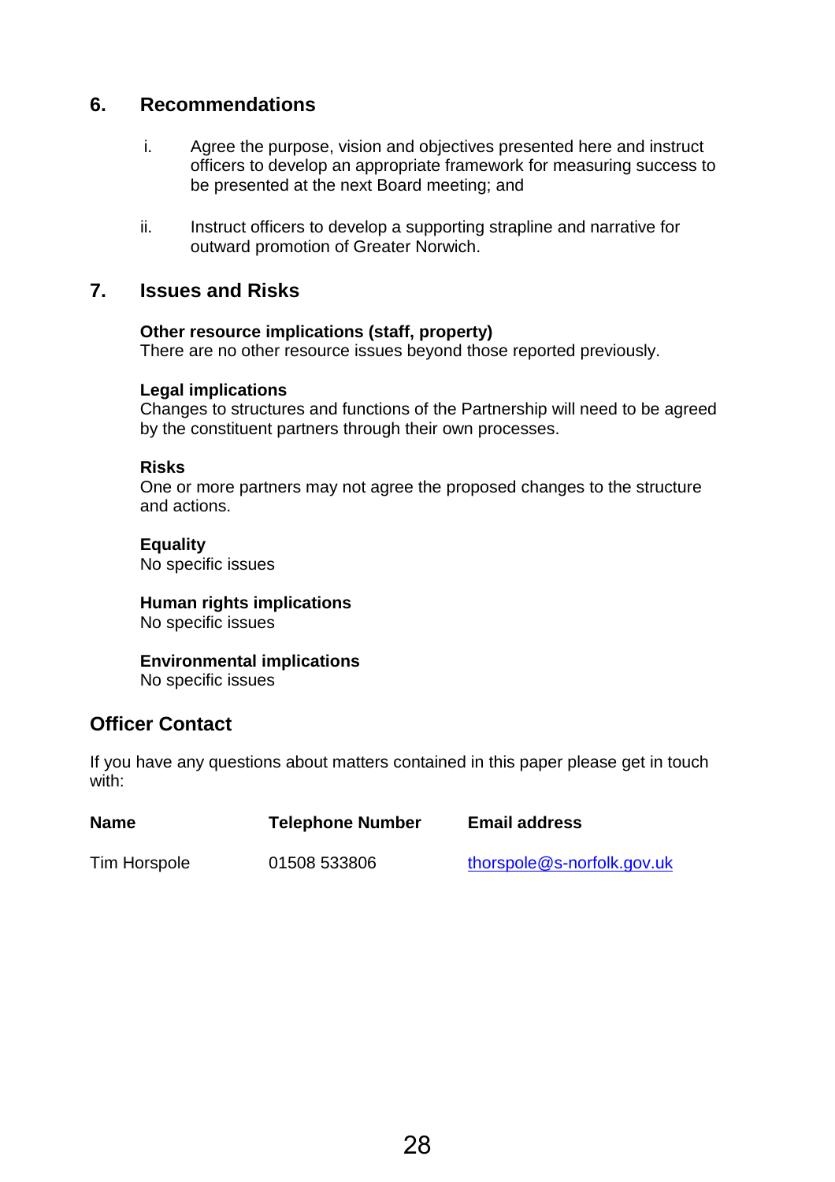## 6. Recommendations

i. Agree the purpose, vision and objectives presented here and instruct officers to develop an appropriate framework for measuring success to be presented at the next Board meeting; and

ii. Instruct officers to develop a supporting strapline and narrative for outward promotion of Greater Norwich.

## 7. Issues and Risks

**Other resource implications (staff, property)**
There are no other resource issues beyond those reported previously.

**Legal implications**
Changes to structures and functions of the Partnership will need to be agreed by the constituent partners through their own processes.

**Risks**
One or more partners may not agree the proposed changes to the structure and actions.

**Equality**
No specific issues

**Human rights implications**
No specific issues

**Environmental implications**
No specific issues

## Officer Contact

If you have any questions about matters contained in this paper please get in touch with:

| Name | Telephone Number | Email address |
| --- | --- | --- |
| Tim Horspole | 01508 533806 | thorspole@s-norfolk.gov.uk |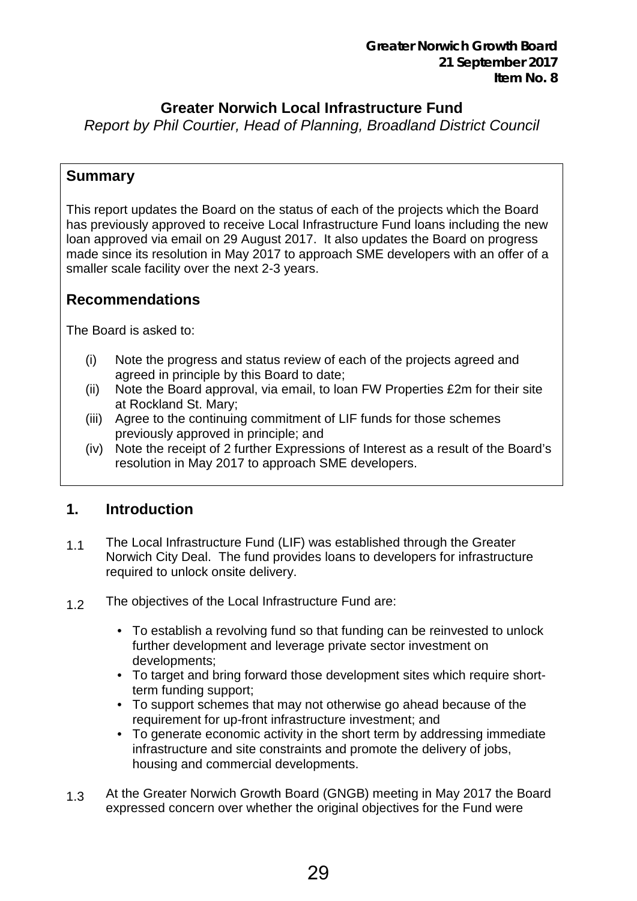**Greater Norwich Growth Board**
**21 September 2017**
**Item No. 8**

# Greater Norwich Local Infrastructure Fund

*Report by Phil Courtier, Head of Planning, Broadland District Council*

## Summary

This report updates the Board on the status of each of the projects which the Board has previously approved to receive Local Infrastructure Fund loans including the new loan approved via email on 29 August 2017. It also updates the Board on progress made since its resolution in May 2017 to approach SME developers with an offer of a smaller scale facility over the next 2-3 years.

## Recommendations

The Board is asked to:

- (i) Note the progress and status review of each of the projects agreed and agreed in principle by this Board to date;
- (ii) Note the Board approval, via email, to loan FW Properties £2m for their site at Rockland St. Mary;
- (iii) Agree to the continuing commitment of LIF funds for those schemes previously approved in principle; and
- (iv) Note the receipt of 2 further Expressions of Interest as a result of the Board's resolution in May 2017 to approach SME developers.

## 1. Introduction

1.1 The Local Infrastructure Fund (LIF) was established through the Greater Norwich City Deal. The fund provides loans to developers for infrastructure required to unlock onsite delivery.

1.2 The objectives of the Local Infrastructure Fund are:

- To establish a revolving fund so that funding can be reinvested to unlock further development and leverage private sector investment on developments;
- To target and bring forward those development sites which require short-term funding support;
- To support schemes that may not otherwise go ahead because of the requirement for up-front infrastructure investment; and
- To generate economic activity in the short term by addressing immediate infrastructure and site constraints and promote the delivery of jobs, housing and commercial developments.

1.3 At the Greater Norwich Growth Board (GNGB) meeting in May 2017 the Board expressed concern over whether the original objectives for the Fund were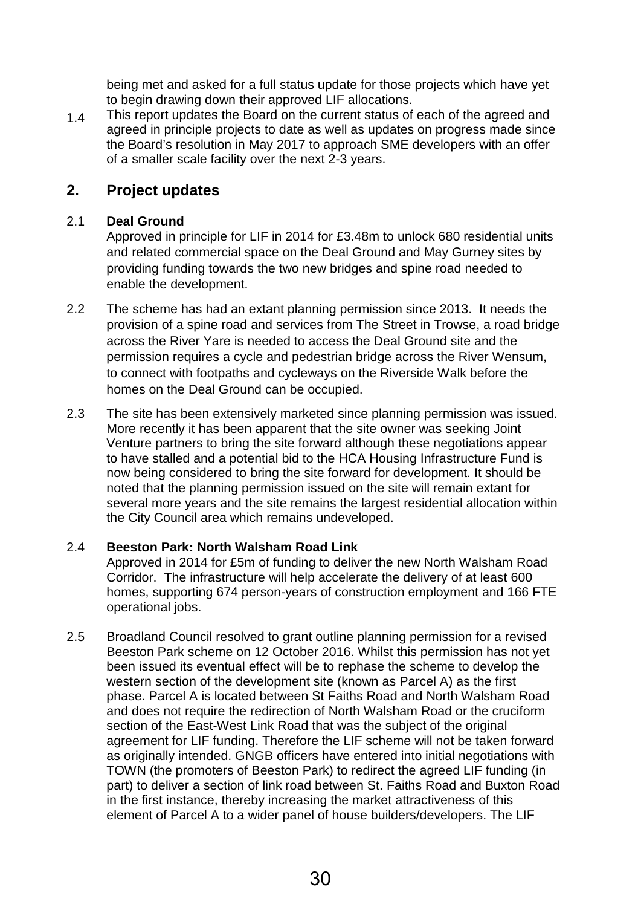being met and asked for a full status update for those projects which have yet to begin drawing down their approved LIF allocations.

1.4 This report updates the Board on the current status of each of the agreed and agreed in principle projects to date as well as updates on progress made since the Board's resolution in May 2017 to approach SME developers with an offer of a smaller scale facility over the next 2-3 years.

## 2. Project updates

2.1 **Deal Ground**

Approved in principle for LIF in 2014 for £3.48m to unlock 680 residential units and related commercial space on the Deal Ground and May Gurney sites by providing funding towards the two new bridges and spine road needed to enable the development.

2.2 The scheme has had an extant planning permission since 2013. It needs the provision of a spine road and services from The Street in Trowse, a road bridge across the River Yare is needed to access the Deal Ground site and the permission requires a cycle and pedestrian bridge across the River Wensum, to connect with footpaths and cycleways on the Riverside Walk before the homes on the Deal Ground can be occupied.

2.3 The site has been extensively marketed since planning permission was issued. More recently it has been apparent that the site owner was seeking Joint Venture partners to bring the site forward although these negotiations appear to have stalled and a potential bid to the HCA Housing Infrastructure Fund is now being considered to bring the site forward for development. It should be noted that the planning permission issued on the site will remain extant for several more years and the site remains the largest residential allocation within the City Council area which remains undeveloped.

2.4 **Beeston Park: North Walsham Road Link**

Approved in 2014 for £5m of funding to deliver the new North Walsham Road Corridor. The infrastructure will help accelerate the delivery of at least 600 homes, supporting 674 person-years of construction employment and 166 FTE operational jobs.

2.5 Broadland Council resolved to grant outline planning permission for a revised Beeston Park scheme on 12 October 2016. Whilst this permission has not yet been issued its eventual effect will be to rephase the scheme to develop the western section of the development site (known as Parcel A) as the first phase. Parcel A is located between St Faiths Road and North Walsham Road and does not require the redirection of North Walsham Road or the cruciform section of the East-West Link Road that was the subject of the original agreement for LIF funding. Therefore the LIF scheme will not be taken forward as originally intended. GNGB officers have entered into initial negotiations with TOWN (the promoters of Beeston Park) to redirect the agreed LIF funding (in part) to deliver a section of link road between St. Faiths Road and Buxton Road in the first instance, thereby increasing the market attractiveness of this element of Parcel A to a wider panel of house builders/developers. The LIF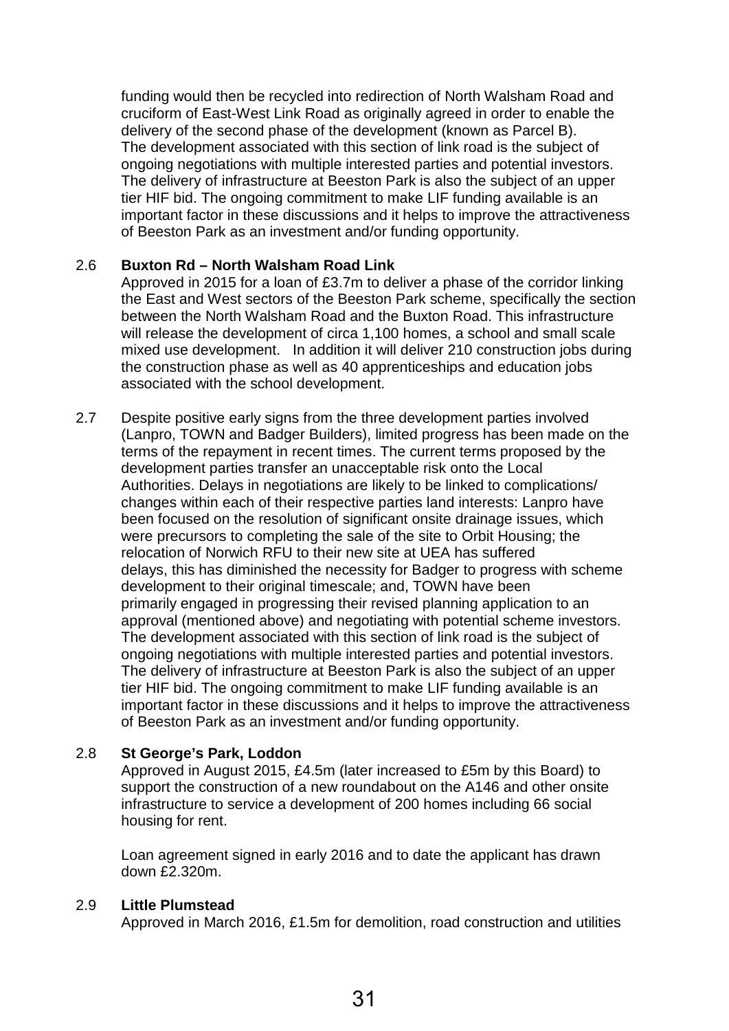funding would then be recycled into redirection of North Walsham Road and cruciform of East-West Link Road as originally agreed in order to enable the delivery of the second phase of the development (known as Parcel B). The development associated with this section of link road is the subject of ongoing negotiations with multiple interested parties and potential investors. The delivery of infrastructure at Beeston Park is also the subject of an upper tier HIF bid. The ongoing commitment to make LIF funding available is an important factor in these discussions and it helps to improve the attractiveness of Beeston Park as an investment and/or funding opportunity.

2.6 **Buxton Rd – North Walsham Road Link**
Approved in 2015 for a loan of £3.7m to deliver a phase of the corridor linking the East and West sectors of the Beeston Park scheme, specifically the section between the North Walsham Road and the Buxton Road. This infrastructure will release the development of circa 1,100 homes, a school and small scale mixed use development. In addition it will deliver 210 construction jobs during the construction phase as well as 40 apprenticeships and education jobs associated with the school development.

2.7 Despite positive early signs from the three development parties involved (Lanpro, TOWN and Badger Builders), limited progress has been made on the terms of the repayment in recent times. The current terms proposed by the development parties transfer an unacceptable risk onto the Local Authorities. Delays in negotiations are likely to be linked to complications/ changes within each of their respective parties land interests: Lanpro have been focused on the resolution of significant onsite drainage issues, which were precursors to completing the sale of the site to Orbit Housing; the relocation of Norwich RFU to their new site at UEA has suffered delays, this has diminished the necessity for Badger to progress with scheme development to their original timescale; and, TOWN have been primarily engaged in progressing their revised planning application to an approval (mentioned above) and negotiating with potential scheme investors. The development associated with this section of link road is the subject of ongoing negotiations with multiple interested parties and potential investors. The delivery of infrastructure at Beeston Park is also the subject of an upper tier HIF bid. The ongoing commitment to make LIF funding available is an important factor in these discussions and it helps to improve the attractiveness of Beeston Park as an investment and/or funding opportunity.

2.8 **St George's Park, Loddon**
Approved in August 2015, £4.5m (later increased to £5m by this Board) to support the construction of a new roundabout on the A146 and other onsite infrastructure to service a development of 200 homes including 66 social housing for rent.

Loan agreement signed in early 2016 and to date the applicant has drawn down £2.320m.

2.9 **Little Plumstead**
Approved in March 2016, £1.5m for demolition, road construction and utilities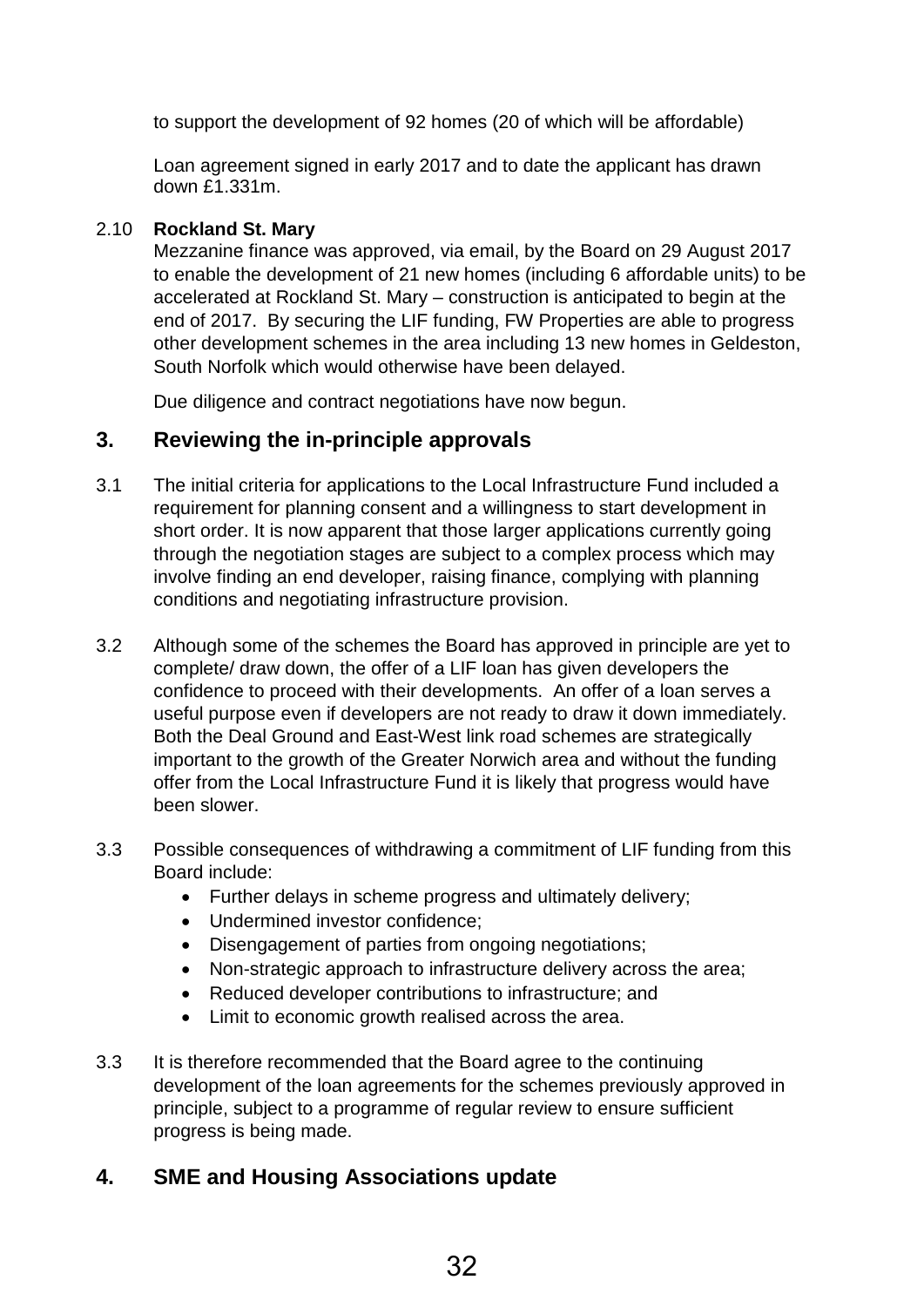to support the development of 92 homes (20 of which will be affordable)

Loan agreement signed in early 2017 and to date the applicant has drawn down £1.331m.

2.10 **Rockland St. Mary**

Mezzanine finance was approved, via email, by the Board on 29 August 2017 to enable the development of 21 new homes (including 6 affordable units) to be accelerated at Rockland St. Mary – construction is anticipated to begin at the end of 2017. By securing the LIF funding, FW Properties are able to progress other development schemes in the area including 13 new homes in Geldeston, South Norfolk which would otherwise have been delayed.

Due diligence and contract negotiations have now begun.

## 3. Reviewing the in-principle approvals

3.1 The initial criteria for applications to the Local Infrastructure Fund included a requirement for planning consent and a willingness to start development in short order. It is now apparent that those larger applications currently going through the negotiation stages are subject to a complex process which may involve finding an end developer, raising finance, complying with planning conditions and negotiating infrastructure provision.

3.2 Although some of the schemes the Board has approved in principle are yet to complete/ draw down, the offer of a LIF loan has given developers the confidence to proceed with their developments. An offer of a loan serves a useful purpose even if developers are not ready to draw it down immediately. Both the Deal Ground and East-West link road schemes are strategically important to the growth of the Greater Norwich area and without the funding offer from the Local Infrastructure Fund it is likely that progress would have been slower.

3.3 Possible consequences of withdrawing a commitment of LIF funding from this Board include:

- Further delays in scheme progress and ultimately delivery;
- Undermined investor confidence;
- Disengagement of parties from ongoing negotiations;
- Non-strategic approach to infrastructure delivery across the area;
- Reduced developer contributions to infrastructure; and
- Limit to economic growth realised across the area.

3.3 It is therefore recommended that the Board agree to the continuing development of the loan agreements for the schemes previously approved in principle, subject to a programme of regular review to ensure sufficient progress is being made.

## 4. SME and Housing Associations update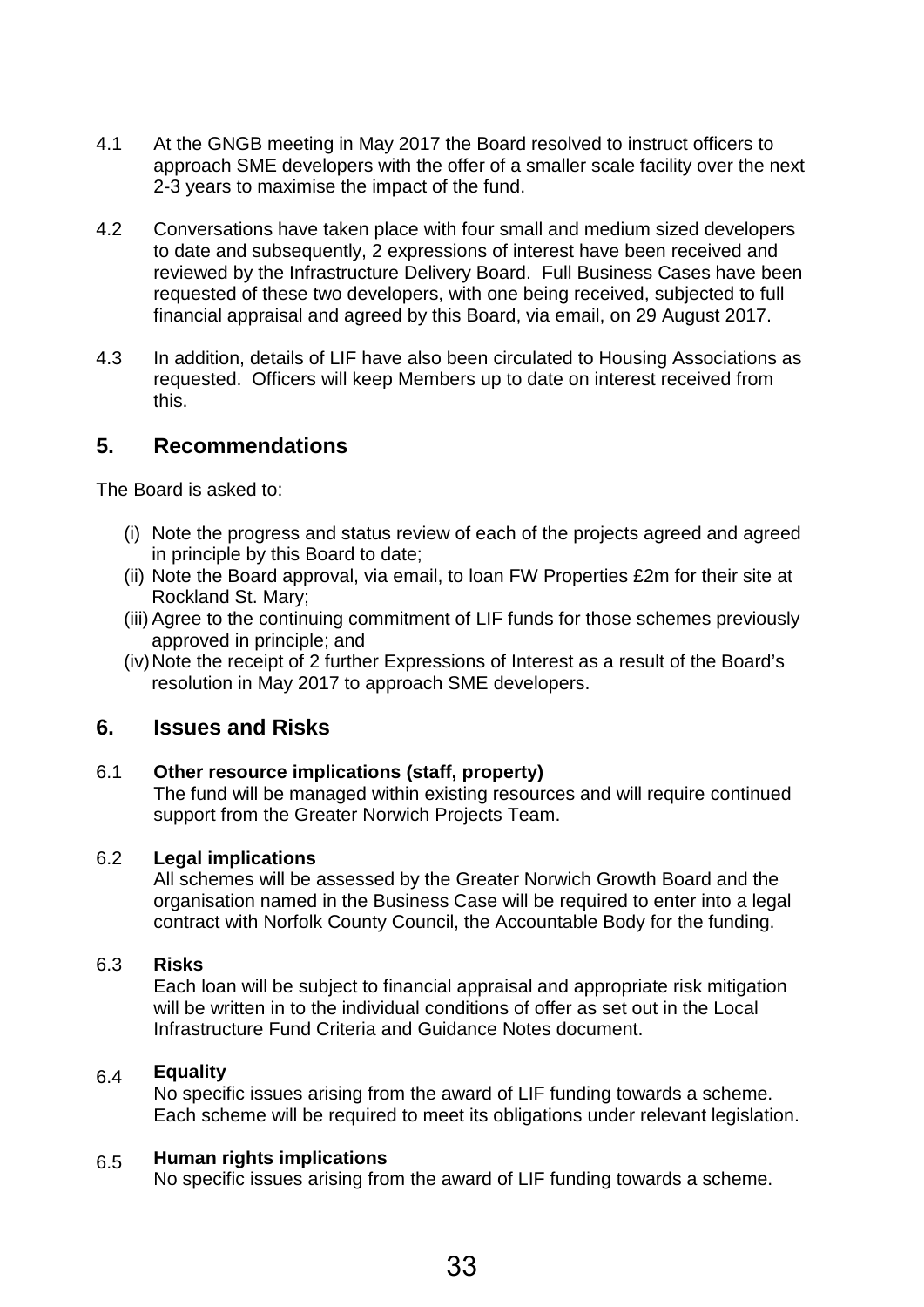4.1 At the GNGB meeting in May 2017 the Board resolved to instruct officers to approach SME developers with the offer of a smaller scale facility over the next 2-3 years to maximise the impact of the fund.

4.2 Conversations have taken place with four small and medium sized developers to date and subsequently, 2 expressions of interest have been received and reviewed by the Infrastructure Delivery Board. Full Business Cases have been requested of these two developers, with one being received, subjected to full financial appraisal and agreed by this Board, via email, on 29 August 2017.

4.3 In addition, details of LIF have also been circulated to Housing Associations as requested. Officers will keep Members up to date on interest received from this.

## 5. Recommendations

The Board is asked to:

(i) Note the progress and status review of each of the projects agreed and agreed in principle by this Board to date;
(ii) Note the Board approval, via email, to loan FW Properties £2m for their site at Rockland St. Mary;
(iii) Agree to the continuing commitment of LIF funds for those schemes previously approved in principle; and
(iv) Note the receipt of 2 further Expressions of Interest as a result of the Board's resolution in May 2017 to approach SME developers.

## 6. Issues and Risks

6.1 **Other resource implications (staff, property)**
The fund will be managed within existing resources and will require continued support from the Greater Norwich Projects Team.

6.2 **Legal implications**
All schemes will be assessed by the Greater Norwich Growth Board and the organisation named in the Business Case will be required to enter into a legal contract with Norfolk County Council, the Accountable Body for the funding.

6.3 **Risks**
Each loan will be subject to financial appraisal and appropriate risk mitigation will be written in to the individual conditions of offer as set out in the Local Infrastructure Fund Criteria and Guidance Notes document.

6.4 **Equality**
No specific issues arising from the award of LIF funding towards a scheme. Each scheme will be required to meet its obligations under relevant legislation.

6.5 **Human rights implications**
No specific issues arising from the award of LIF funding towards a scheme.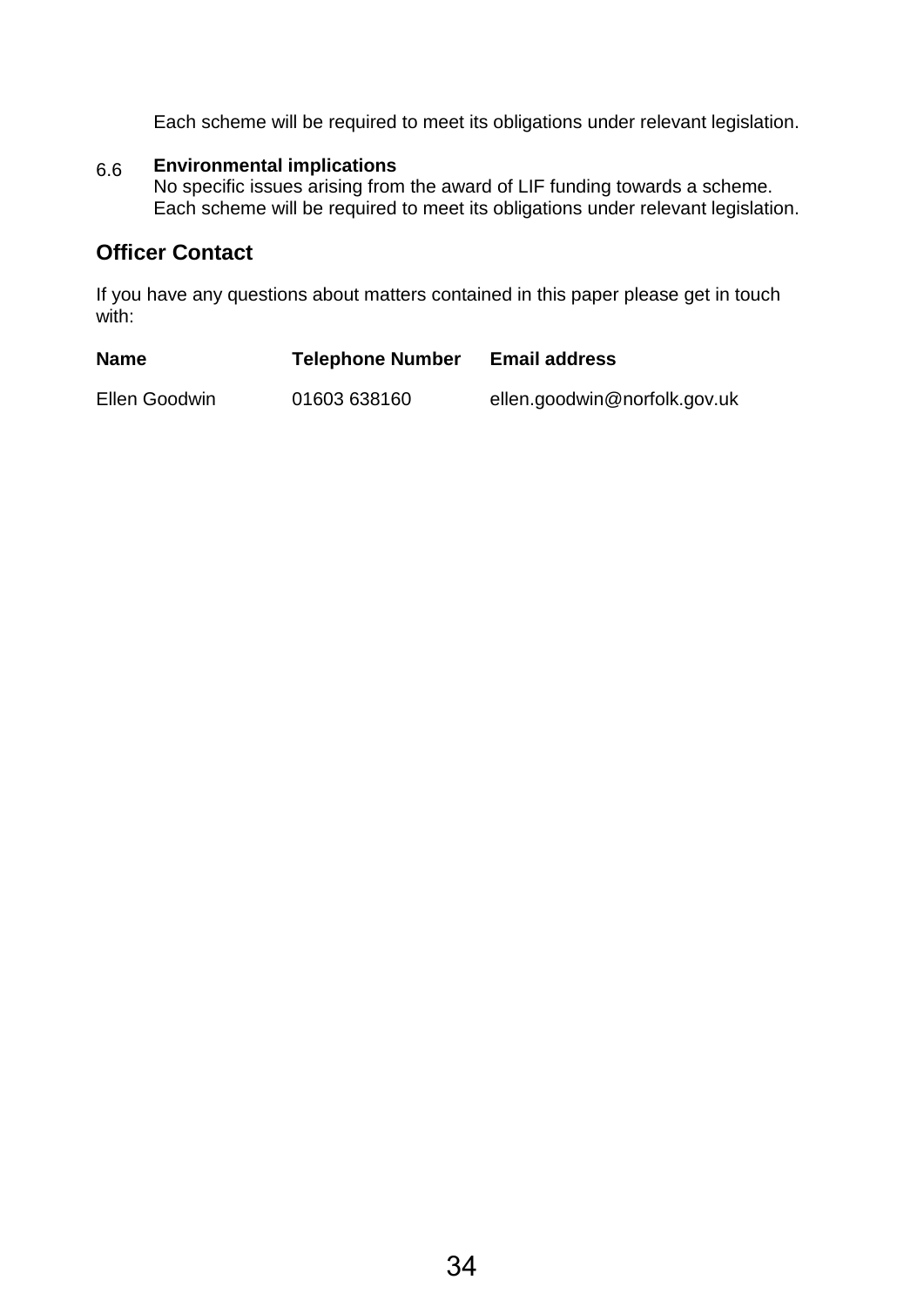Each scheme will be required to meet its obligations under relevant legislation.

6.6 **Environmental implications**
No specific issues arising from the award of LIF funding towards a scheme. Each scheme will be required to meet its obligations under relevant legislation.

## Officer Contact

If you have any questions about matters contained in this paper please get in touch with:

| Name | Telephone Number | Email address |
| --- | --- | --- |
| Ellen Goodwin | 01603 638160 | ellen.goodwin@norfolk.gov.uk |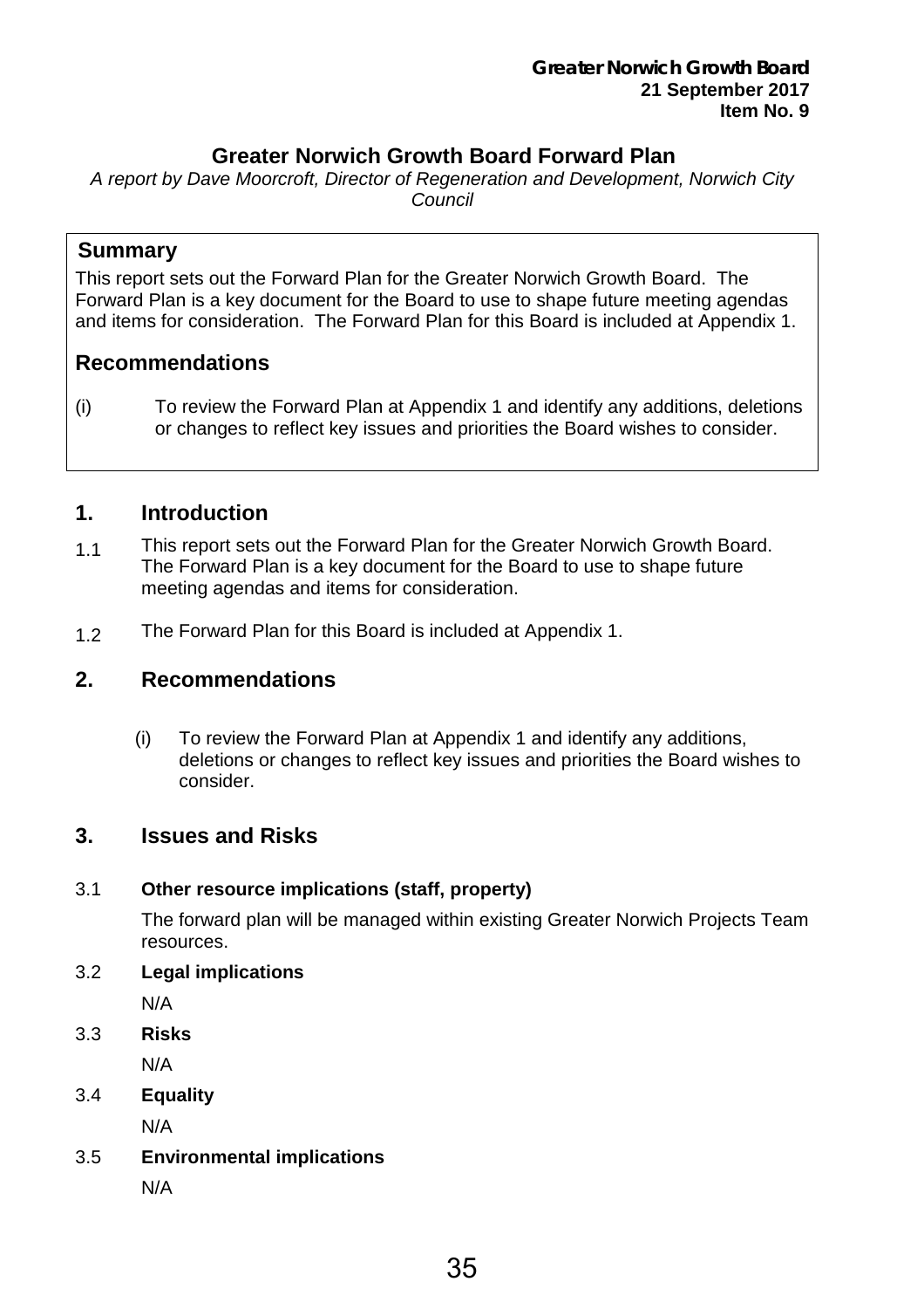**Greater Norwich Growth Board**
**21 September 2017**
**Item No. 9**

# Greater Norwich Growth Board Forward Plan

*A report by Dave Moorcroft, Director of Regeneration and Development, Norwich City Council*

## Summary

This report sets out the Forward Plan for the Greater Norwich Growth Board. The Forward Plan is a key document for the Board to use to shape future meeting agendas and items for consideration. The Forward Plan for this Board is included at Appendix 1.

## Recommendations

(i) To review the Forward Plan at Appendix 1 and identify any additions, deletions or changes to reflect key issues and priorities the Board wishes to consider.

## 1. Introduction

1.1 This report sets out the Forward Plan for the Greater Norwich Growth Board. The Forward Plan is a key document for the Board to use to shape future meeting agendas and items for consideration.

1.2 The Forward Plan for this Board is included at Appendix 1.

## 2. Recommendations

(i) To review the Forward Plan at Appendix 1 and identify any additions, deletions or changes to reflect key issues and priorities the Board wishes to consider.

## 3. Issues and Risks

3.1 **Other resource implications (staff, property)**

The forward plan will be managed within existing Greater Norwich Projects Team resources.

3.2 **Legal implications**

N/A

3.3 **Risks**

N/A

3.4 **Equality**

N/A

3.5 **Environmental implications**

N/A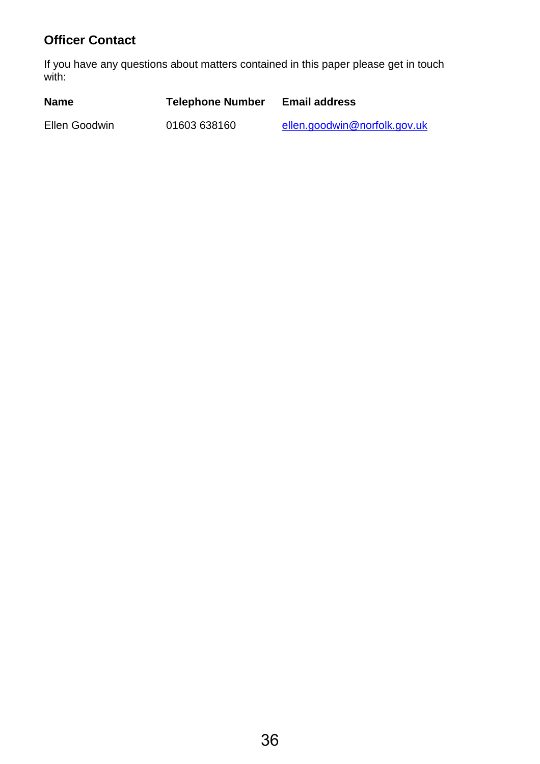## Officer Contact

If you have any questions about matters contained in this paper please get in touch with:

| Name | Telephone Number | Email address |
| --- | --- | --- |
| Ellen Goodwin | 01603 638160 | ellen.goodwin@norfolk.gov.uk |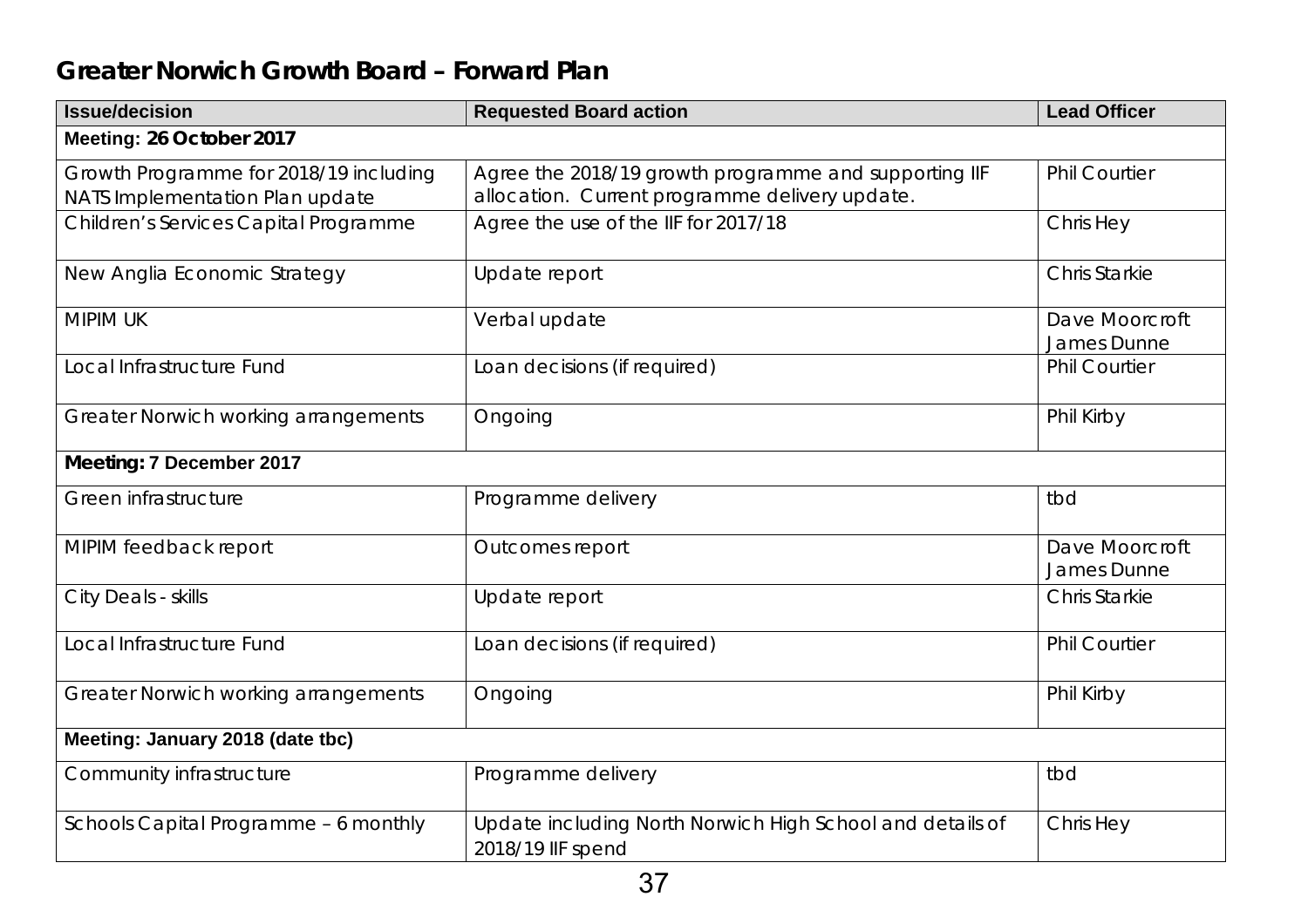## Greater Norwich Growth Board – Forward Plan

| Issue/decision | Requested Board action | Lead Officer |
|---|---|---|
| **Meeting: 26 October 2017** | | |
| Growth Programme for 2018/19 including NATS Implementation Plan update | Agree the 2018/19 growth programme and supporting IIF allocation. Current programme delivery update. | Phil Courtier |
| Children's Services Capital Programme | Agree the use of the IIF for 2017/18 | Chris Hey |
| New Anglia Economic Strategy | Update report | Chris Starkie |
| MIPIM UK | Verbal update | Dave Moorcroft<br>James Dunne |
| Local Infrastructure Fund | Loan decisions (if required) | Phil Courtier |
| Greater Norwich working arrangements | Ongoing | Phil Kirby |
| **Meeting: 7 December 2017** | | |
| Green infrastructure | Programme delivery | tbd |
| MIPIM feedback report | Outcomes report | Dave Moorcroft<br>James Dunne |
| City Deals - skills | Update report | Chris Starkie |
| Local Infrastructure Fund | Loan decisions (if required) | Phil Courtier |
| Greater Norwich working arrangements | Ongoing | Phil Kirby |
| **Meeting: January 2018 (date tbc)** | | |
| Community infrastructure | Programme delivery | tbd |
| Schools Capital Programme – 6 monthly | Update including North Norwich High School and details of 2018/19 IIF spend | Chris Hey |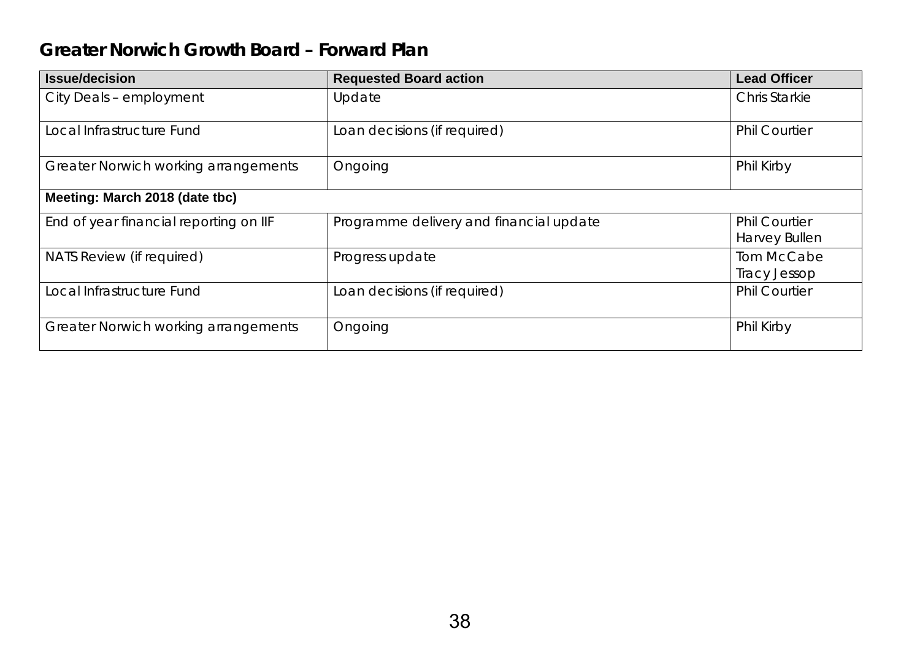## Greater Norwich Growth Board – Forward Plan

| Issue/decision | Requested Board action | Lead Officer |
|---|---|---|
| City Deals – employment | Update | Chris Starkie |
| Local Infrastructure Fund | Loan decisions (if required) | Phil Courtier |
| Greater Norwich working arrangements | Ongoing | Phil Kirby |
| **Meeting: March 2018 (date tbc)** | | |
| End of year financial reporting on IIF | Programme delivery and financial update | Phil Courtier<br>Harvey Bullen |
| NATS Review (if required) | Progress update | Tom McCabe<br>Tracy Jessop |
| Local Infrastructure Fund | Loan decisions (if required) | Phil Courtier |
| Greater Norwich working arrangements | Ongoing | Phil Kirby |